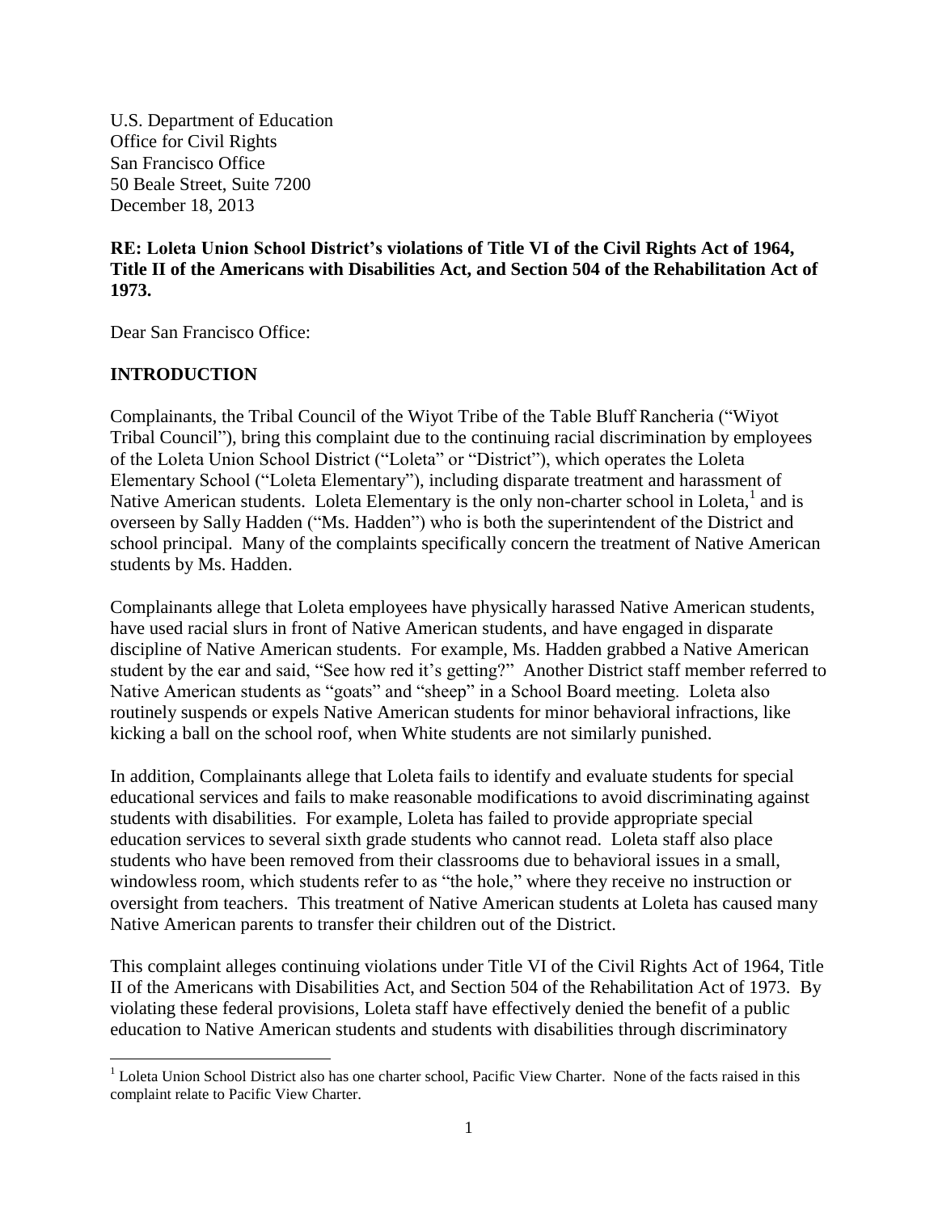U.S. Department of Education
Office for Civil Rights
San Francisco Office
50 Beale Street, Suite 7200
December 18, 2013

**RE: Loleta Union School District's violations of Title VI of the Civil Rights Act of 1964, Title II of the Americans with Disabilities Act, and Section 504 of the Rehabilitation Act of 1973.**

Dear San Francisco Office:

## INTRODUCTION

Complainants, the Tribal Council of the Wiyot Tribe of the Table Bluff Rancheria ("Wiyot Tribal Council"), bring this complaint due to the continuing racial discrimination by employees of the Loleta Union School District ("Loleta" or "District"), which operates the Loleta Elementary School ("Loleta Elementary"), including disparate treatment and harassment of Native American students. Loleta Elementary is the only non-charter school in Loleta,[1] and is overseen by Sally Hadden ("Ms. Hadden") who is both the superintendent of the District and school principal. Many of the complaints specifically concern the treatment of Native American students by Ms. Hadden.

Complainants allege that Loleta employees have physically harassed Native American students, have used racial slurs in front of Native American students, and have engaged in disparate discipline of Native American students. For example, Ms. Hadden grabbed a Native American student by the ear and said, "See how red it's getting?" Another District staff member referred to Native American students as "goats" and "sheep" in a School Board meeting. Loleta also routinely suspends or expels Native American students for minor behavioral infractions, like kicking a ball on the school roof, when White students are not similarly punished.

In addition, Complainants allege that Loleta fails to identify and evaluate students for special educational services and fails to make reasonable modifications to avoid discriminating against students with disabilities. For example, Loleta has failed to provide appropriate special education services to several sixth grade students who cannot read. Loleta staff also place students who have been removed from their classrooms due to behavioral issues in a small, windowless room, which students refer to as "the hole," where they receive no instruction or oversight from teachers. This treatment of Native American students at Loleta has caused many Native American parents to transfer their children out of the District.

This complaint alleges continuing violations under Title VI of the Civil Rights Act of 1964, Title II of the Americans with Disabilities Act, and Section 504 of the Rehabilitation Act of 1973. By violating these federal provisions, Loleta staff have effectively denied the benefit of a public education to Native American students and students with disabilities through discriminatory

[1] Loleta Union School District also has one charter school, Pacific View Charter. None of the facts raised in this complaint relate to Pacific View Charter.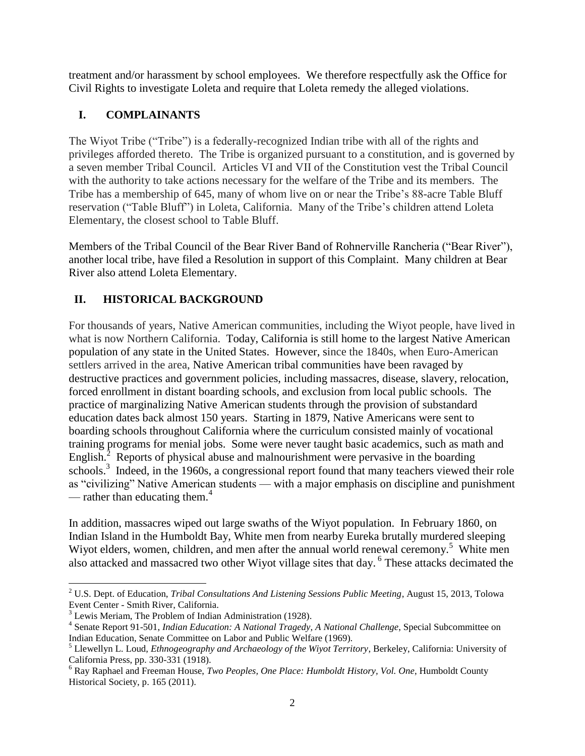treatment and/or harassment by school employees. We therefore respectfully ask the Office for Civil Rights to investigate Loleta and require that Loleta remedy the alleged violations.

## I. COMPLAINANTS

The Wiyot Tribe ("Tribe") is a federally-recognized Indian tribe with all of the rights and privileges afforded thereto. The Tribe is organized pursuant to a constitution, and is governed by a seven member Tribal Council. Articles VI and VII of the Constitution vest the Tribal Council with the authority to take actions necessary for the welfare of the Tribe and its members. The Tribe has a membership of 645, many of whom live on or near the Tribe's 88-acre Table Bluff reservation ("Table Bluff") in Loleta, California. Many of the Tribe's children attend Loleta Elementary, the closest school to Table Bluff.

Members of the Tribal Council of the Bear River Band of Rohnerville Rancheria ("Bear River"), another local tribe, have filed a Resolution in support of this Complaint. Many children at Bear River also attend Loleta Elementary.

## II. HISTORICAL BACKGROUND

For thousands of years, Native American communities, including the Wiyot people, have lived in what is now Northern California. Today, California is still home to the largest Native American population of any state in the United States. However, since the 1840s, when Euro-American settlers arrived in the area, Native American tribal communities have been ravaged by destructive practices and government policies, including massacres, disease, slavery, relocation, forced enrollment in distant boarding schools, and exclusion from local public schools. The practice of marginalizing Native American students through the provision of substandard education dates back almost 150 years. Starting in 1879, Native Americans were sent to boarding schools throughout California where the curriculum consisted mainly of vocational training programs for menial jobs. Some were never taught basic academics, such as math and English.[2] Reports of physical abuse and malnourishment were pervasive in the boarding schools.[3] Indeed, in the 1960s, a congressional report found that many teachers viewed their role as "civilizing" Native American students — with a major emphasis on discipline and punishment — rather than educating them.[4]

In addition, massacres wiped out large swaths of the Wiyot population. In February 1860, on Indian Island in the Humboldt Bay, White men from nearby Eureka brutally murdered sleeping Wiyot elders, women, children, and men after the annual world renewal ceremony.[5] White men also attacked and massacred two other Wiyot village sites that day.[6] These attacks decimated the

---

[2] U.S. Dept. of Education, *Tribal Consultations And Listening Sessions Public Meeting*, August 15, 2013, Tolowa Event Center - Smith River, California.

[3] Lewis Meriam, The Problem of Indian Administration (1928).

[4] Senate Report 91-501, *Indian Education: A National Tragedy, A National Challenge*, Special Subcommittee on Indian Education, Senate Committee on Labor and Public Welfare (1969).

[5] Llewellyn L. Loud, *Ethnogeography and Archaeology of the Wiyot Territory*, Berkeley, California: University of California Press, pp. 330-331 (1918).

[6] Ray Raphael and Freeman House, *Two Peoples, One Place: Humboldt History, Vol. One*, Humboldt County Historical Society, p. 165 (2011).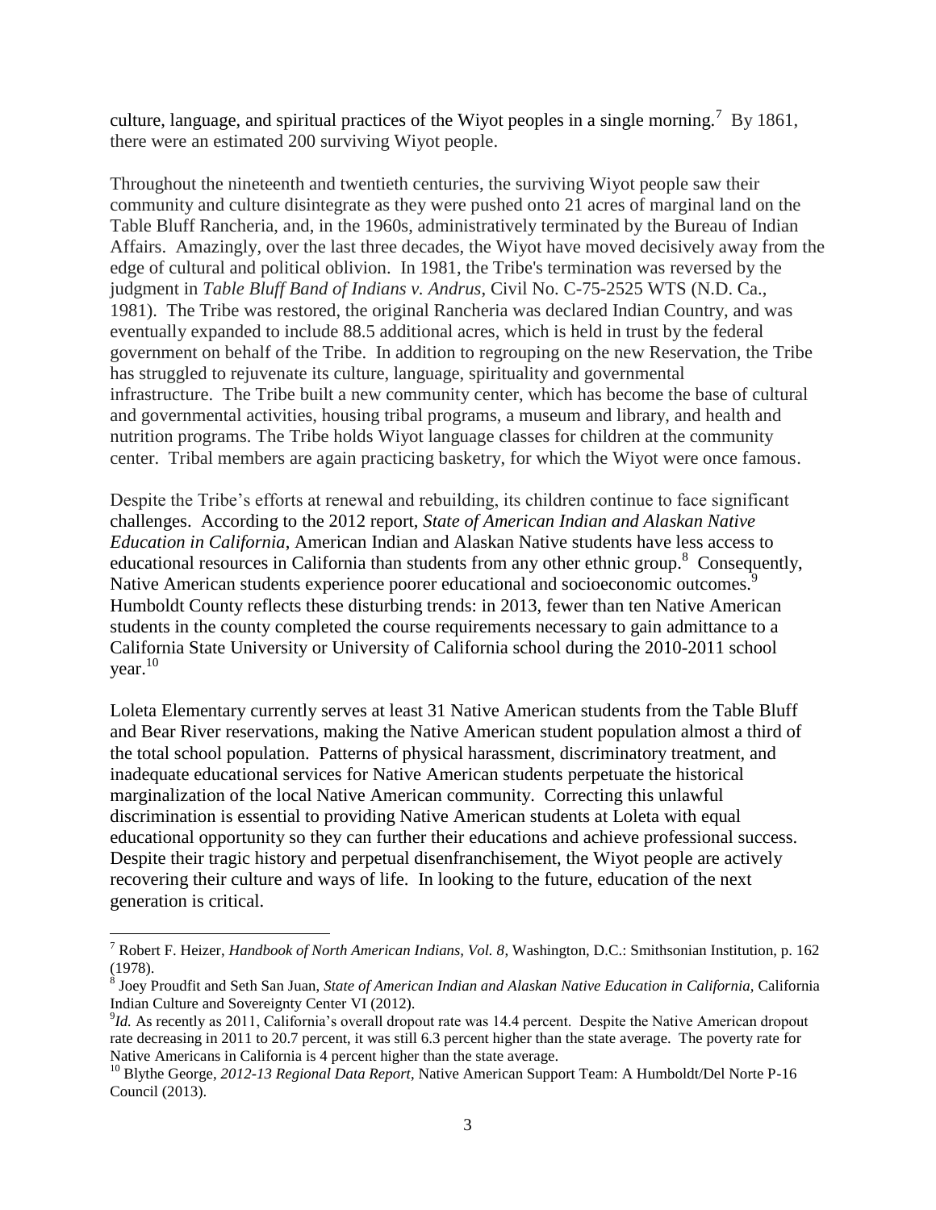culture, language, and spiritual practices of the Wiyot peoples in a single morning.[7] By 1861, there were an estimated 200 surviving Wiyot people.

Throughout the nineteenth and twentieth centuries, the surviving Wiyot people saw their community and culture disintegrate as they were pushed onto 21 acres of marginal land on the Table Bluff Rancheria, and, in the 1960s, administratively terminated by the Bureau of Indian Affairs. Amazingly, over the last three decades, the Wiyot have moved decisively away from the edge of cultural and political oblivion. In 1981, the Tribe's termination was reversed by the judgment in *Table Bluff Band of Indians v. Andrus*, Civil No. C-75-2525 WTS (N.D. Ca., 1981). The Tribe was restored, the original Rancheria was declared Indian Country, and was eventually expanded to include 88.5 additional acres, which is held in trust by the federal government on behalf of the Tribe. In addition to regrouping on the new Reservation, the Tribe has struggled to rejuvenate its culture, language, spirituality and governmental infrastructure. The Tribe built a new community center, which has become the base of cultural and governmental activities, housing tribal programs, a museum and library, and health and nutrition programs. The Tribe holds Wiyot language classes for children at the community center. Tribal members are again practicing basketry, for which the Wiyot were once famous.

Despite the Tribe's efforts at renewal and rebuilding, its children continue to face significant challenges. According to the 2012 report, *State of American Indian and Alaskan Native Education in California*, American Indian and Alaskan Native students have less access to educational resources in California than students from any other ethnic group.[8] Consequently, Native American students experience poorer educational and socioeconomic outcomes.[9] Humboldt County reflects these disturbing trends: in 2013, fewer than ten Native American students in the county completed the course requirements necessary to gain admittance to a California State University or University of California school during the 2010-2011 school year.[10]

Loleta Elementary currently serves at least 31 Native American students from the Table Bluff and Bear River reservations, making the Native American student population almost a third of the total school population. Patterns of physical harassment, discriminatory treatment, and inadequate educational services for Native American students perpetuate the historical marginalization of the local Native American community. Correcting this unlawful discrimination is essential to providing Native American students at Loleta with equal educational opportunity so they can further their educations and achieve professional success. Despite their tragic history and perpetual disenfranchisement, the Wiyot people are actively recovering their culture and ways of life. In looking to the future, education of the next generation is critical.

---

[7] Robert F. Heizer, *Handbook of North American Indians, Vol. 8*, Washington, D.C.: Smithsonian Institution, p. 162 (1978).

[8] Joey Proudfit and Seth San Juan, *State of American Indian and Alaskan Native Education in California*, California Indian Culture and Sovereignty Center VI (2012).

[9] *Id.* As recently as 2011, California's overall dropout rate was 14.4 percent. Despite the Native American dropout rate decreasing in 2011 to 20.7 percent, it was still 6.3 percent higher than the state average. The poverty rate for Native Americans in California is 4 percent higher than the state average.

[10] Blythe George, *2012-13 Regional Data Report*, Native American Support Team: A Humboldt/Del Norte P-16 Council (2013).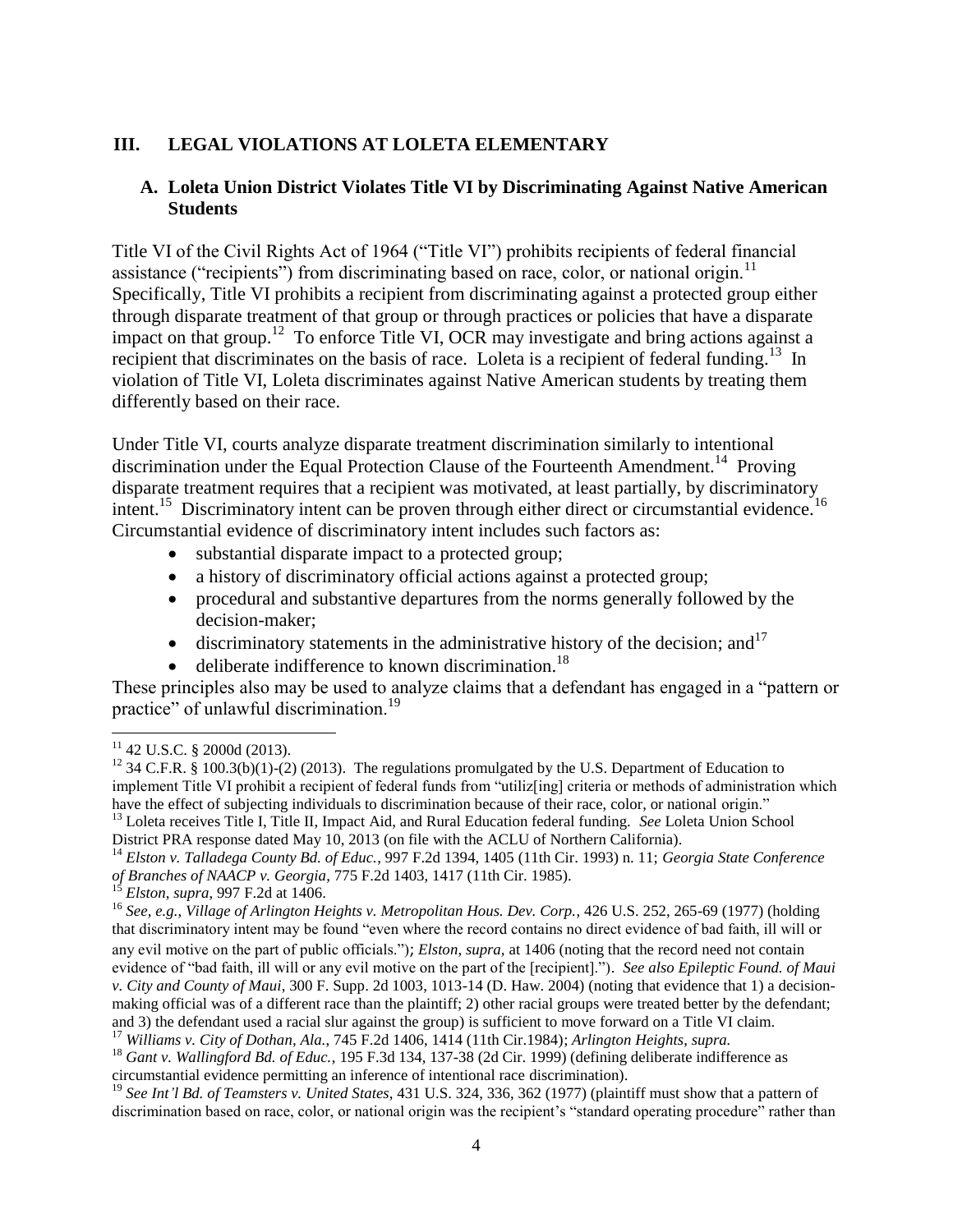## III. LEGAL VIOLATIONS AT LOLETA ELEMENTARY

### A. Loleta Union District Violates Title VI by Discriminating Against Native American Students

Title VI of the Civil Rights Act of 1964 ("Title VI") prohibits recipients of federal financial assistance ("recipients") from discriminating based on race, color, or national origin.[11] Specifically, Title VI prohibits a recipient from discriminating against a protected group either through disparate treatment of that group or through practices or policies that have a disparate impact on that group.[12] To enforce Title VI, OCR may investigate and bring actions against a recipient that discriminates on the basis of race. Loleta is a recipient of federal funding.[13] In violation of Title VI, Loleta discriminates against Native American students by treating them differently based on their race.

Under Title VI, courts analyze disparate treatment discrimination similarly to intentional discrimination under the Equal Protection Clause of the Fourteenth Amendment.[14] Proving disparate treatment requires that a recipient was motivated, at least partially, by discriminatory intent.[15] Discriminatory intent can be proven through either direct or circumstantial evidence.[16] Circumstantial evidence of discriminatory intent includes such factors as:

- substantial disparate impact to a protected group;
- a history of discriminatory official actions against a protected group;
- procedural and substantive departures from the norms generally followed by the decision-maker;
- discriminatory statements in the administrative history of the decision; and[17]
- deliberate indifference to known discrimination.[18]

These principles also may be used to analyze claims that a defendant has engaged in a "pattern or practice" of unlawful discrimination.[19]

---

[11] 42 U.S.C. § 2000d (2013).

[12] 34 C.F.R. § 100.3(b)(1)-(2) (2013). The regulations promulgated by the U.S. Department of Education to implement Title VI prohibit a recipient of federal funds from "utiliz[ing] criteria or methods of administration which have the effect of subjecting individuals to discrimination because of their race, color, or national origin."

[13] Loleta receives Title I, Title II, Impact Aid, and Rural Education federal funding. *See* Loleta Union School District PRA response dated May 10, 2013 (on file with the ACLU of Northern California).

[14] *Elston v. Talladega County Bd. of Educ.*, 997 F.2d 1394, 1405 (11th Cir. 1993) n. 11; *Georgia State Conference of Branches of NAACP v. Georgia*, 775 F.2d 1403, 1417 (11th Cir. 1985).

[15] *Elston*, *supra*, 997 F.2d at 1406.

[16] *See, e.g.*, *Village of Arlington Heights v. Metropolitan Hous. Dev. Corp.*, 426 U.S. 252, 265-69 (1977) (holding that discriminatory intent may be found "even where the record contains no direct evidence of bad faith, ill will or any evil motive on the part of public officials."); *Elston, supra,* at 1406 (noting that the record need not contain evidence of "bad faith, ill will or any evil motive on the part of the [recipient]."). *See also Epileptic Found. of Maui v. City and County of Maui*, 300 F. Supp. 2d 1003, 1013-14 (D. Haw. 2004) (noting that evidence that 1) a decision-making official was of a different race than the plaintiff; 2) other racial groups were treated better by the defendant; and 3) the defendant used a racial slur against the group) is sufficient to move forward on a Title VI claim.

[17] *Williams v. City of Dothan, Ala.*, 745 F.2d 1406, 1414 (11th Cir.1984); *Arlington Heights*, *supra.*

[18] *Gant v. Wallingford Bd. of Educ.*, 195 F.3d 134, 137-38 (2d Cir. 1999) (defining deliberate indifference as circumstantial evidence permitting an inference of intentional race discrimination).

[19] *See Int'l Bd. of Teamsters v. United States*, 431 U.S. 324, 336, 362 (1977) (plaintiff must show that a pattern of discrimination based on race, color, or national origin was the recipient's "standard operating procedure" rather than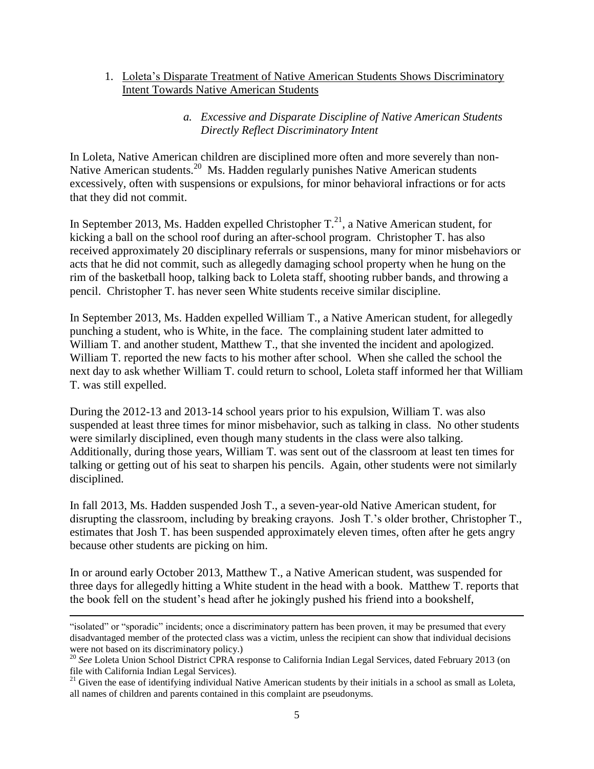1. Loleta's Disparate Treatment of Native American Students Shows Discriminatory Intent Towards Native American Students

   *a. Excessive and Disparate Discipline of Native American Students Directly Reflect Discriminatory Intent*

In Loleta, Native American children are disciplined more often and more severely than non-Native American students.[20] Ms. Hadden regularly punishes Native American students excessively, often with suspensions or expulsions, for minor behavioral infractions or for acts that they did not commit.

In September 2013, Ms. Hadden expelled Christopher T.[21], a Native American student, for kicking a ball on the school roof during an after-school program. Christopher T. has also received approximately 20 disciplinary referrals or suspensions, many for minor misbehaviors or acts that he did not commit, such as allegedly damaging school property when he hung on the rim of the basketball hoop, talking back to Loleta staff, shooting rubber bands, and throwing a pencil. Christopher T. has never seen White students receive similar discipline.

In September 2013, Ms. Hadden expelled William T., a Native American student, for allegedly punching a student, who is White, in the face. The complaining student later admitted to William T. and another student, Matthew T., that she invented the incident and apologized. William T. reported the new facts to his mother after school. When she called the school the next day to ask whether William T. could return to school, Loleta staff informed her that William T. was still expelled.

During the 2012-13 and 2013-14 school years prior to his expulsion, William T. was also suspended at least three times for minor misbehavior, such as talking in class. No other students were similarly disciplined, even though many students in the class were also talking. Additionally, during those years, William T. was sent out of the classroom at least ten times for talking or getting out of his seat to sharpen his pencils. Again, other students were not similarly disciplined.

In fall 2013, Ms. Hadden suspended Josh T., a seven-year-old Native American student, for disrupting the classroom, including by breaking crayons. Josh T.'s older brother, Christopher T., estimates that Josh T. has been suspended approximately eleven times, often after he gets angry because other students are picking on him.

In or around early October 2013, Matthew T., a Native American student, was suspended for three days for allegedly hitting a White student in the head with a book. Matthew T. reports that the book fell on the student's head after he jokingly pushed his friend into a bookshelf,

---

"isolated" or "sporadic" incidents; once a discriminatory pattern has been proven, it may be presumed that every disadvantaged member of the protected class was a victim, unless the recipient can show that individual decisions were not based on its discriminatory policy.)

[20] *See* Loleta Union School District CPRA response to California Indian Legal Services, dated February 2013 (on file with California Indian Legal Services).

[21] Given the ease of identifying individual Native American students by their initials in a school as small as Loleta, all names of children and parents contained in this complaint are pseudonyms.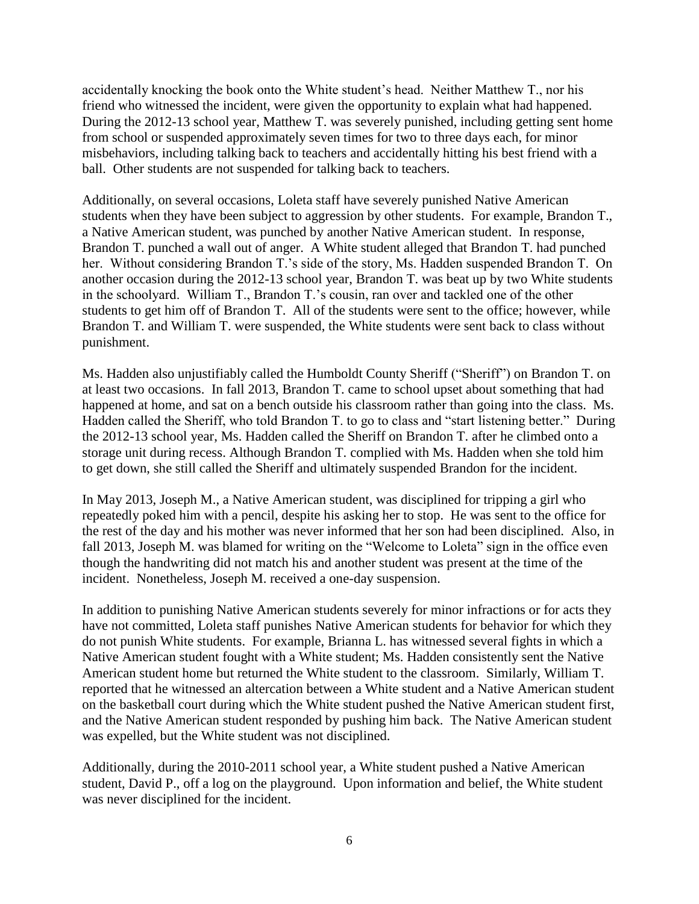accidentally knocking the book onto the White student's head. Neither Matthew T., nor his friend who witnessed the incident, were given the opportunity to explain what had happened. During the 2012-13 school year, Matthew T. was severely punished, including getting sent home from school or suspended approximately seven times for two to three days each, for minor misbehaviors, including talking back to teachers and accidentally hitting his best friend with a ball. Other students are not suspended for talking back to teachers.

Additionally, on several occasions, Loleta staff have severely punished Native American students when they have been subject to aggression by other students. For example, Brandon T., a Native American student, was punched by another Native American student. In response, Brandon T. punched a wall out of anger. A White student alleged that Brandon T. had punched her. Without considering Brandon T.'s side of the story, Ms. Hadden suspended Brandon T. On another occasion during the 2012-13 school year, Brandon T. was beat up by two White students in the schoolyard. William T., Brandon T.'s cousin, ran over and tackled one of the other students to get him off of Brandon T. All of the students were sent to the office; however, while Brandon T. and William T. were suspended, the White students were sent back to class without punishment.

Ms. Hadden also unjustifiably called the Humboldt County Sheriff ("Sheriff") on Brandon T. on at least two occasions. In fall 2013, Brandon T. came to school upset about something that had happened at home, and sat on a bench outside his classroom rather than going into the class. Ms. Hadden called the Sheriff, who told Brandon T. to go to class and "start listening better." During the 2012-13 school year, Ms. Hadden called the Sheriff on Brandon T. after he climbed onto a storage unit during recess. Although Brandon T. complied with Ms. Hadden when she told him to get down, she still called the Sheriff and ultimately suspended Brandon for the incident.

In May 2013, Joseph M., a Native American student, was disciplined for tripping a girl who repeatedly poked him with a pencil, despite his asking her to stop. He was sent to the office for the rest of the day and his mother was never informed that her son had been disciplined. Also, in fall 2013, Joseph M. was blamed for writing on the "Welcome to Loleta" sign in the office even though the handwriting did not match his and another student was present at the time of the incident. Nonetheless, Joseph M. received a one-day suspension.

In addition to punishing Native American students severely for minor infractions or for acts they have not committed, Loleta staff punishes Native American students for behavior for which they do not punish White students. For example, Brianna L. has witnessed several fights in which a Native American student fought with a White student; Ms. Hadden consistently sent the Native American student home but returned the White student to the classroom. Similarly, William T. reported that he witnessed an altercation between a White student and a Native American student on the basketball court during which the White student pushed the Native American student first, and the Native American student responded by pushing him back. The Native American student was expelled, but the White student was not disciplined.

Additionally, during the 2010-2011 school year, a White student pushed a Native American student, David P., off a log on the playground. Upon information and belief, the White student was never disciplined for the incident.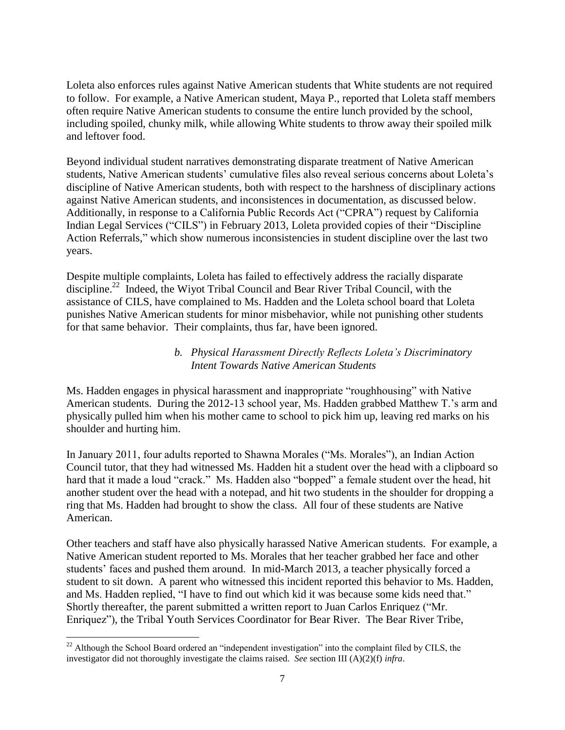Loleta also enforces rules against Native American students that White students are not required to follow. For example, a Native American student, Maya P., reported that Loleta staff members often require Native American students to consume the entire lunch provided by the school, including spoiled, chunky milk, while allowing White students to throw away their spoiled milk and leftover food.

Beyond individual student narratives demonstrating disparate treatment of Native American students, Native American students' cumulative files also reveal serious concerns about Loleta's discipline of Native American students, both with respect to the harshness of disciplinary actions against Native American students, and inconsistences in documentation, as discussed below. Additionally, in response to a California Public Records Act ("CPRA") request by California Indian Legal Services ("CILS") in February 2013, Loleta provided copies of their "Discipline Action Referrals," which show numerous inconsistencies in student discipline over the last two years.

Despite multiple complaints, Loleta has failed to effectively address the racially disparate discipline.[22] Indeed, the Wiyot Tribal Council and Bear River Tribal Council, with the assistance of CILS, have complained to Ms. Hadden and the Loleta school board that Loleta punishes Native American students for minor misbehavior, while not punishing other students for that same behavior. Their complaints, thus far, have been ignored.

*b. Physical Harassment Directly Reflects Loleta's Discriminatory Intent Towards Native American Students*

Ms. Hadden engages in physical harassment and inappropriate "roughhousing" with Native American students. During the 2012-13 school year, Ms. Hadden grabbed Matthew T.'s arm and physically pulled him when his mother came to school to pick him up, leaving red marks on his shoulder and hurting him.

In January 2011, four adults reported to Shawna Morales ("Ms. Morales"), an Indian Action Council tutor, that they had witnessed Ms. Hadden hit a student over the head with a clipboard so hard that it made a loud "crack." Ms. Hadden also "bopped" a female student over the head, hit another student over the head with a notepad, and hit two students in the shoulder for dropping a ring that Ms. Hadden had brought to show the class. All four of these students are Native American.

Other teachers and staff have also physically harassed Native American students. For example, a Native American student reported to Ms. Morales that her teacher grabbed her face and other students' faces and pushed them around. In mid-March 2013, a teacher physically forced a student to sit down. A parent who witnessed this incident reported this behavior to Ms. Hadden, and Ms. Hadden replied, "I have to find out which kid it was because some kids need that." Shortly thereafter, the parent submitted a written report to Juan Carlos Enriquez ("Mr. Enriquez"), the Tribal Youth Services Coordinator for Bear River. The Bear River Tribe,

---

[22] Although the School Board ordered an "independent investigation" into the complaint filed by CILS, the investigator did not thoroughly investigate the claims raised. *See* section III (A)(2)(f) *infra*.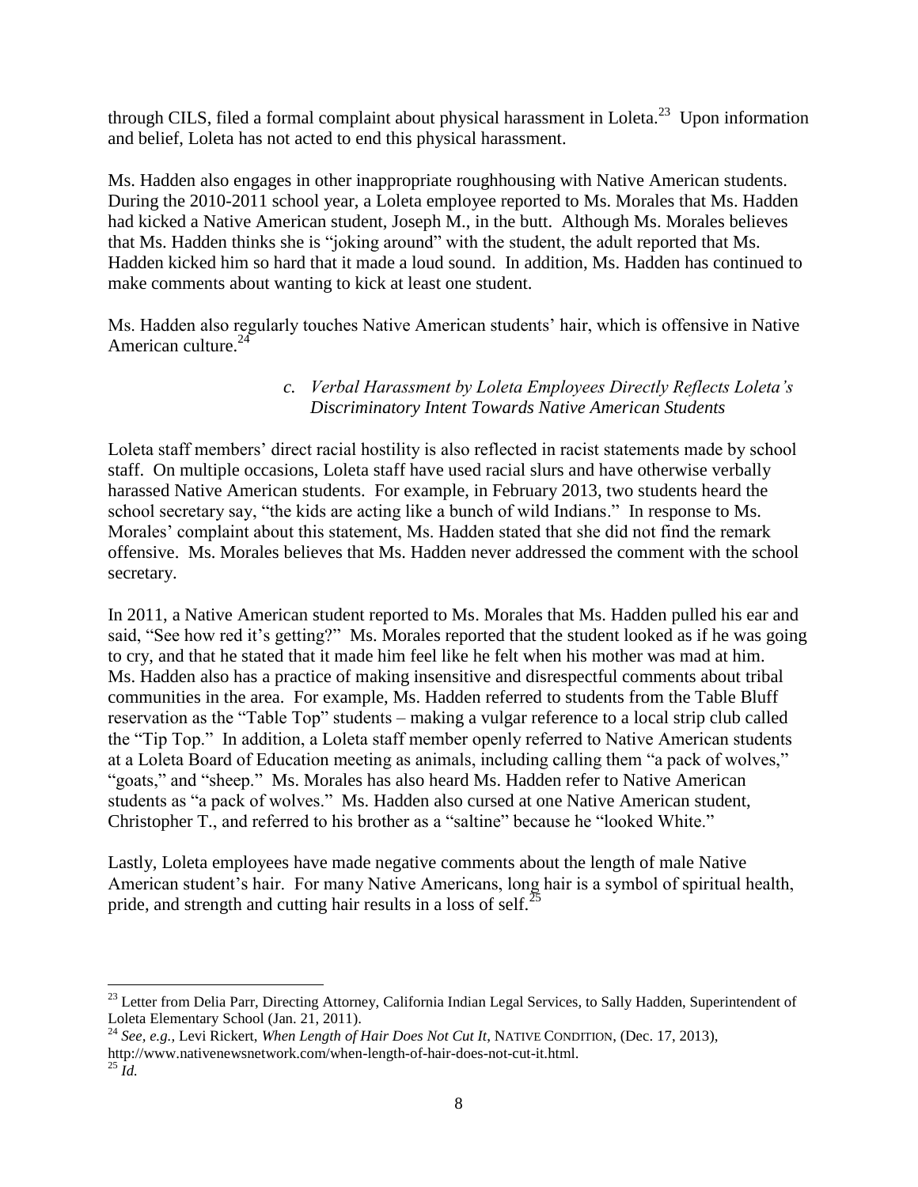through CILS, filed a formal complaint about physical harassment in Loleta.[23] Upon information and belief, Loleta has not acted to end this physical harassment.

Ms. Hadden also engages in other inappropriate roughhousing with Native American students. During the 2010-2011 school year, a Loleta employee reported to Ms. Morales that Ms. Hadden had kicked a Native American student, Joseph M., in the butt. Although Ms. Morales believes that Ms. Hadden thinks she is "joking around" with the student, the adult reported that Ms. Hadden kicked him so hard that it made a loud sound. In addition, Ms. Hadden has continued to make comments about wanting to kick at least one student.

Ms. Hadden also regularly touches Native American students' hair, which is offensive in Native American culture.[24]

*c. Verbal Harassment by Loleta Employees Directly Reflects Loleta's Discriminatory Intent Towards Native American Students*

Loleta staff members' direct racial hostility is also reflected in racist statements made by school staff. On multiple occasions, Loleta staff have used racial slurs and have otherwise verbally harassed Native American students. For example, in February 2013, two students heard the school secretary say, "the kids are acting like a bunch of wild Indians." In response to Ms. Morales' complaint about this statement, Ms. Hadden stated that she did not find the remark offensive. Ms. Morales believes that Ms. Hadden never addressed the comment with the school secretary.

In 2011, a Native American student reported to Ms. Morales that Ms. Hadden pulled his ear and said, "See how red it's getting?" Ms. Morales reported that the student looked as if he was going to cry, and that he stated that it made him feel like he felt when his mother was mad at him. Ms. Hadden also has a practice of making insensitive and disrespectful comments about tribal communities in the area. For example, Ms. Hadden referred to students from the Table Bluff reservation as the "Table Top" students – making a vulgar reference to a local strip club called the "Tip Top." In addition, a Loleta staff member openly referred to Native American students at a Loleta Board of Education meeting as animals, including calling them "a pack of wolves," "goats," and "sheep." Ms. Morales has also heard Ms. Hadden refer to Native American students as "a pack of wolves." Ms. Hadden also cursed at one Native American student, Christopher T., and referred to his brother as a "saltine" because he "looked White."

Lastly, Loleta employees have made negative comments about the length of male Native American student's hair. For many Native Americans, long hair is a symbol of spiritual health, pride, and strength and cutting hair results in a loss of self.[25]

---

[23] Letter from Delia Parr, Directing Attorney, California Indian Legal Services, to Sally Hadden, Superintendent of Loleta Elementary School (Jan. 21, 2011).

[24] *See, e.g.,* Levi Rickert, *When Length of Hair Does Not Cut It*, NATIVE CONDITION, (Dec. 17, 2013), http://www.nativenewsnetwork.com/when-length-of-hair-does-not-cut-it.html.

[25] *Id.*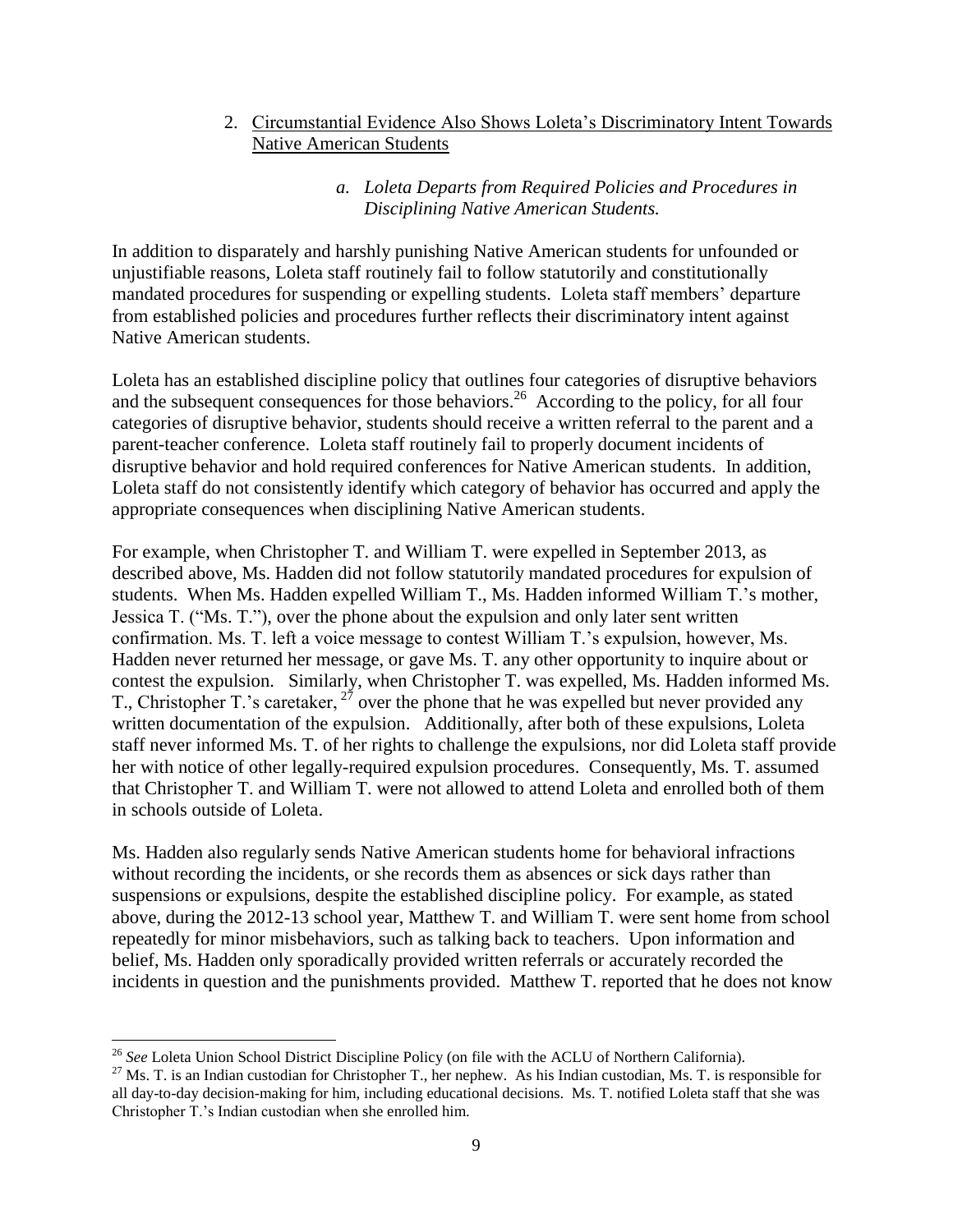## 2. Circumstantial Evidence Also Shows Loleta's Discriminatory Intent Towards Native American Students

### *a. Loleta Departs from Required Policies and Procedures in Disciplining Native American Students.*

In addition to disparately and harshly punishing Native American students for unfounded or unjustifiable reasons, Loleta staff routinely fail to follow statutorily and constitutionally mandated procedures for suspending or expelling students. Loleta staff members' departure from established policies and procedures further reflects their discriminatory intent against Native American students.

Loleta has an established discipline policy that outlines four categories of disruptive behaviors and the subsequent consequences for those behaviors.[26] According to the policy, for all four categories of disruptive behavior, students should receive a written referral to the parent and a parent-teacher conference. Loleta staff routinely fail to properly document incidents of disruptive behavior and hold required conferences for Native American students. In addition, Loleta staff do not consistently identify which category of behavior has occurred and apply the appropriate consequences when disciplining Native American students.

For example, when Christopher T. and William T. were expelled in September 2013, as described above, Ms. Hadden did not follow statutorily mandated procedures for expulsion of students. When Ms. Hadden expelled William T., Ms. Hadden informed William T.'s mother, Jessica T. ("Ms. T."), over the phone about the expulsion and only later sent written confirmation. Ms. T. left a voice message to contest William T.'s expulsion, however, Ms. Hadden never returned her message, or gave Ms. T. any other opportunity to inquire about or contest the expulsion. Similarly, when Christopher T. was expelled, Ms. Hadden informed Ms. T., Christopher T.'s caretaker,[27] over the phone that he was expelled but never provided any written documentation of the expulsion. Additionally, after both of these expulsions, Loleta staff never informed Ms. T. of her rights to challenge the expulsions, nor did Loleta staff provide her with notice of other legally-required expulsion procedures. Consequently, Ms. T. assumed that Christopher T. and William T. were not allowed to attend Loleta and enrolled both of them in schools outside of Loleta.

Ms. Hadden also regularly sends Native American students home for behavioral infractions without recording the incidents, or she records them as absences or sick days rather than suspensions or expulsions, despite the established discipline policy. For example, as stated above, during the 2012-13 school year, Matthew T. and William T. were sent home from school repeatedly for minor misbehaviors, such as talking back to teachers. Upon information and belief, Ms. Hadden only sporadically provided written referrals or accurately recorded the incidents in question and the punishments provided. Matthew T. reported that he does not know

---

[26] *See* Loleta Union School District Discipline Policy (on file with the ACLU of Northern California).

[27] Ms. T. is an Indian custodian for Christopher T., her nephew. As his Indian custodian, Ms. T. is responsible for all day-to-day decision-making for him, including educational decisions. Ms. T. notified Loleta staff that she was Christopher T.'s Indian custodian when she enrolled him.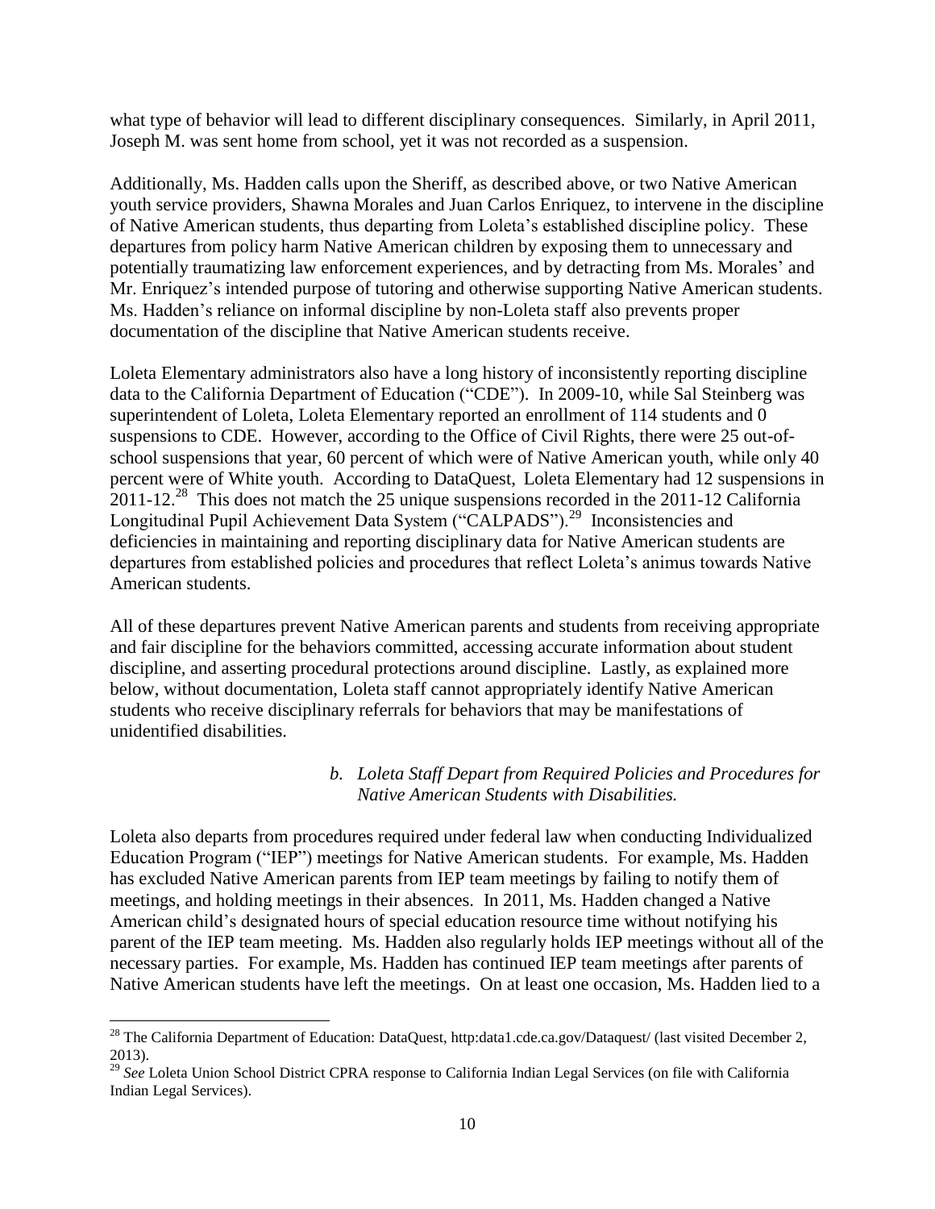what type of behavior will lead to different disciplinary consequences. Similarly, in April 2011, Joseph M. was sent home from school, yet it was not recorded as a suspension.

Additionally, Ms. Hadden calls upon the Sheriff, as described above, or two Native American youth service providers, Shawna Morales and Juan Carlos Enriquez, to intervene in the discipline of Native American students, thus departing from Loleta's established discipline policy. These departures from policy harm Native American children by exposing them to unnecessary and potentially traumatizing law enforcement experiences, and by detracting from Ms. Morales' and Mr. Enriquez's intended purpose of tutoring and otherwise supporting Native American students. Ms. Hadden's reliance on informal discipline by non-Loleta staff also prevents proper documentation of the discipline that Native American students receive.

Loleta Elementary administrators also have a long history of inconsistently reporting discipline data to the California Department of Education ("CDE"). In 2009-10, while Sal Steinberg was superintendent of Loleta, Loleta Elementary reported an enrollment of 114 students and 0 suspensions to CDE. However, according to the Office of Civil Rights, there were 25 out-of-school suspensions that year, 60 percent of which were of Native American youth, while only 40 percent were of White youth. According to DataQuest, Loleta Elementary had 12 suspensions in 2011-12.[28] This does not match the 25 unique suspensions recorded in the 2011-12 California Longitudinal Pupil Achievement Data System ("CALPADS").[29] Inconsistencies and deficiencies in maintaining and reporting disciplinary data for Native American students are departures from established policies and procedures that reflect Loleta's animus towards Native American students.

All of these departures prevent Native American parents and students from receiving appropriate and fair discipline for the behaviors committed, accessing accurate information about student discipline, and asserting procedural protections around discipline. Lastly, as explained more below, without documentation, Loleta staff cannot appropriately identify Native American students who receive disciplinary referrals for behaviors that may be manifestations of unidentified disabilities.

*b. Loleta Staff Depart from Required Policies and Procedures for Native American Students with Disabilities.*

Loleta also departs from procedures required under federal law when conducting Individualized Education Program ("IEP") meetings for Native American students. For example, Ms. Hadden has excluded Native American parents from IEP team meetings by failing to notify them of meetings, and holding meetings in their absences. In 2011, Ms. Hadden changed a Native American child's designated hours of special education resource time without notifying his parent of the IEP team meeting. Ms. Hadden also regularly holds IEP meetings without all of the necessary parties. For example, Ms. Hadden has continued IEP team meetings after parents of Native American students have left the meetings. On at least one occasion, Ms. Hadden lied to a

---

[28] The California Department of Education: DataQuest, http:data1.cde.ca.gov/Dataquest/ (last visited December 2, 2013).

[29] *See* Loleta Union School District CPRA response to California Indian Legal Services (on file with California Indian Legal Services).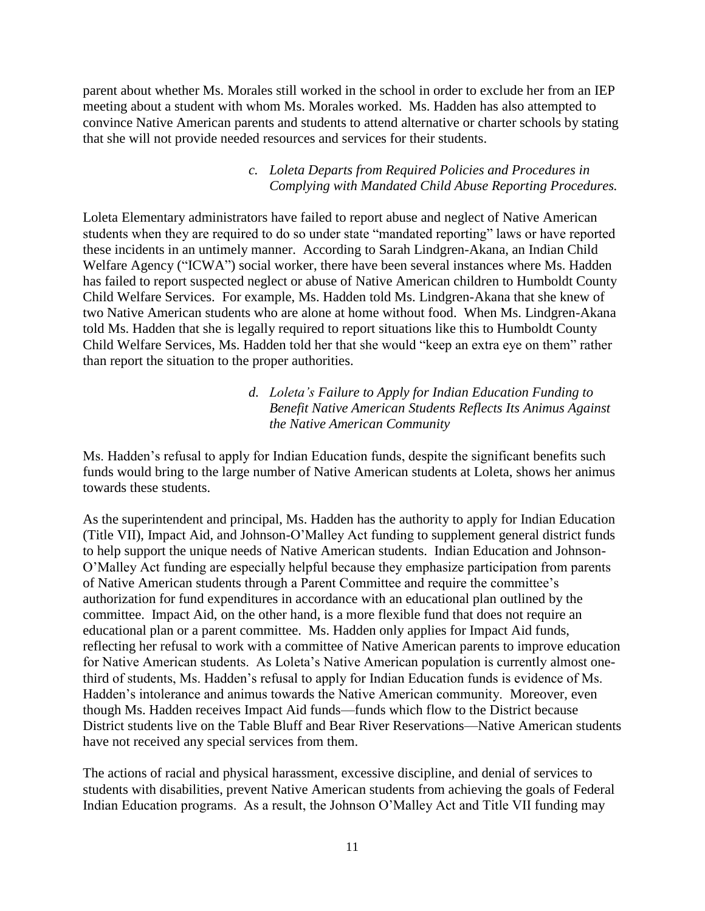parent about whether Ms. Morales still worked in the school in order to exclude her from an IEP meeting about a student with whom Ms. Morales worked. Ms. Hadden has also attempted to convince Native American parents and students to attend alternative or charter schools by stating that she will not provide needed resources and services for their students.

*c. Loleta Departs from Required Policies and Procedures in Complying with Mandated Child Abuse Reporting Procedures.*

Loleta Elementary administrators have failed to report abuse and neglect of Native American students when they are required to do so under state "mandated reporting" laws or have reported these incidents in an untimely manner. According to Sarah Lindgren-Akana, an Indian Child Welfare Agency ("ICWA") social worker, there have been several instances where Ms. Hadden has failed to report suspected neglect or abuse of Native American children to Humboldt County Child Welfare Services. For example, Ms. Hadden told Ms. Lindgren-Akana that she knew of two Native American students who are alone at home without food. When Ms. Lindgren-Akana told Ms. Hadden that she is legally required to report situations like this to Humboldt County Child Welfare Services, Ms. Hadden told her that she would "keep an extra eye on them" rather than report the situation to the proper authorities.

*d. Loleta's Failure to Apply for Indian Education Funding to Benefit Native American Students Reflects Its Animus Against the Native American Community*

Ms. Hadden's refusal to apply for Indian Education funds, despite the significant benefits such funds would bring to the large number of Native American students at Loleta, shows her animus towards these students.

As the superintendent and principal, Ms. Hadden has the authority to apply for Indian Education (Title VII), Impact Aid, and Johnson-O'Malley Act funding to supplement general district funds to help support the unique needs of Native American students. Indian Education and Johnson-O'Malley Act funding are especially helpful because they emphasize participation from parents of Native American students through a Parent Committee and require the committee's authorization for fund expenditures in accordance with an educational plan outlined by the committee. Impact Aid, on the other hand, is a more flexible fund that does not require an educational plan or a parent committee. Ms. Hadden only applies for Impact Aid funds, reflecting her refusal to work with a committee of Native American parents to improve education for Native American students. As Loleta's Native American population is currently almost one-third of students, Ms. Hadden's refusal to apply for Indian Education funds is evidence of Ms. Hadden's intolerance and animus towards the Native American community. Moreover, even though Ms. Hadden receives Impact Aid funds—funds which flow to the District because District students live on the Table Bluff and Bear River Reservations—Native American students have not received any special services from them.

The actions of racial and physical harassment, excessive discipline, and denial of services to students with disabilities, prevent Native American students from achieving the goals of Federal Indian Education programs. As a result, the Johnson O'Malley Act and Title VII funding may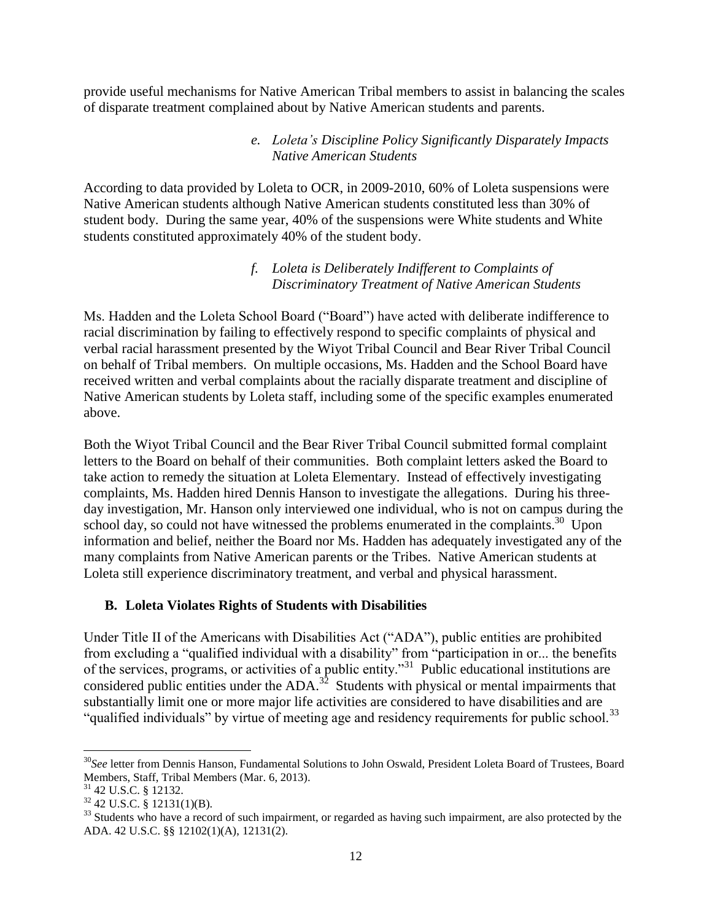provide useful mechanisms for Native American Tribal members to assist in balancing the scales of disparate treatment complained about by Native American students and parents.

*e. Loleta's Discipline Policy Significantly Disparately Impacts Native American Students*

According to data provided by Loleta to OCR, in 2009-2010, 60% of Loleta suspensions were Native American students although Native American students constituted less than 30% of student body. During the same year, 40% of the suspensions were White students and White students constituted approximately 40% of the student body.

*f. Loleta is Deliberately Indifferent to Complaints of Discriminatory Treatment of Native American Students*

Ms. Hadden and the Loleta School Board ("Board") have acted with deliberate indifference to racial discrimination by failing to effectively respond to specific complaints of physical and verbal racial harassment presented by the Wiyot Tribal Council and Bear River Tribal Council on behalf of Tribal members. On multiple occasions, Ms. Hadden and the School Board have received written and verbal complaints about the racially disparate treatment and discipline of Native American students by Loleta staff, including some of the specific examples enumerated above.

Both the Wiyot Tribal Council and the Bear River Tribal Council submitted formal complaint letters to the Board on behalf of their communities. Both complaint letters asked the Board to take action to remedy the situation at Loleta Elementary. Instead of effectively investigating complaints, Ms. Hadden hired Dennis Hanson to investigate the allegations. During his three-day investigation, Mr. Hanson only interviewed one individual, who is not on campus during the school day, so could not have witnessed the problems enumerated in the complaints.[30] Upon information and belief, neither the Board nor Ms. Hadden has adequately investigated any of the many complaints from Native American parents or the Tribes. Native American students at Loleta still experience discriminatory treatment, and verbal and physical harassment.

### B. Loleta Violates Rights of Students with Disabilities

Under Title II of the Americans with Disabilities Act ("ADA"), public entities are prohibited from excluding a "qualified individual with a disability" from "participation in or... the benefits of the services, programs, or activities of a public entity."[31] Public educational institutions are considered public entities under the ADA.[32] Students with physical or mental impairments that substantially limit one or more major life activities are considered to have disabilities and are "qualified individuals" by virtue of meeting age and residency requirements for public school.[33]

---

[30] *See* letter from Dennis Hanson, Fundamental Solutions to John Oswald, President Loleta Board of Trustees, Board Members, Staff, Tribal Members (Mar. 6, 2013).

[31] 42 U.S.C. § 12132.

[32] 42 U.S.C. § 12131(1)(B).

[33] Students who have a record of such impairment, or regarded as having such impairment, are also protected by the ADA. 42 U.S.C. §§ 12102(1)(A), 12131(2).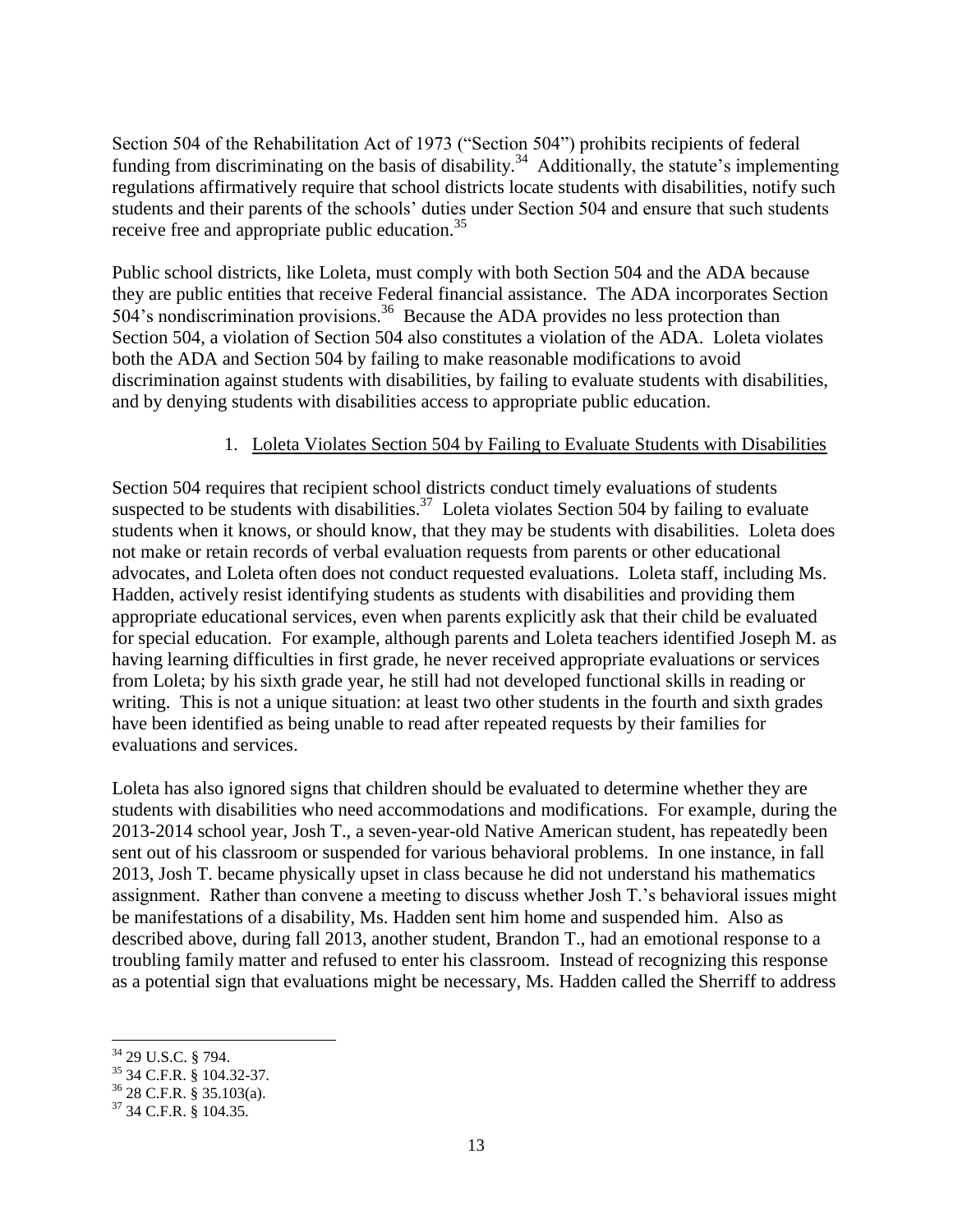Section 504 of the Rehabilitation Act of 1973 ("Section 504") prohibits recipients of federal funding from discriminating on the basis of disability.[34] Additionally, the statute's implementing regulations affirmatively require that school districts locate students with disabilities, notify such students and their parents of the schools' duties under Section 504 and ensure that such students receive free and appropriate public education.[35]

Public school districts, like Loleta, must comply with both Section 504 and the ADA because they are public entities that receive Federal financial assistance. The ADA incorporates Section 504's nondiscrimination provisions.[36] Because the ADA provides no less protection than Section 504, a violation of Section 504 also constitutes a violation of the ADA. Loleta violates both the ADA and Section 504 by failing to make reasonable modifications to avoid discrimination against students with disabilities, by failing to evaluate students with disabilities, and by denying students with disabilities access to appropriate public education.

1. <u>Loleta Violates Section 504 by Failing to Evaluate Students with Disabilities</u>

Section 504 requires that recipient school districts conduct timely evaluations of students suspected to be students with disabilities.[37] Loleta violates Section 504 by failing to evaluate students when it knows, or should know, that they may be students with disabilities. Loleta does not make or retain records of verbal evaluation requests from parents or other educational advocates, and Loleta often does not conduct requested evaluations. Loleta staff, including Ms. Hadden, actively resist identifying students as students with disabilities and providing them appropriate educational services, even when parents explicitly ask that their child be evaluated for special education. For example, although parents and Loleta teachers identified Joseph M. as having learning difficulties in first grade, he never received appropriate evaluations or services from Loleta; by his sixth grade year, he still had not developed functional skills in reading or writing. This is not a unique situation: at least two other students in the fourth and sixth grades have been identified as being unable to read after repeated requests by their families for evaluations and services.

Loleta has also ignored signs that children should be evaluated to determine whether they are students with disabilities who need accommodations and modifications. For example, during the 2013-2014 school year, Josh T., a seven-year-old Native American student, has repeatedly been sent out of his classroom or suspended for various behavioral problems. In one instance, in fall 2013, Josh T. became physically upset in class because he did not understand his mathematics assignment. Rather than convene a meeting to discuss whether Josh T.'s behavioral issues might be manifestations of a disability, Ms. Hadden sent him home and suspended him. Also as described above, during fall 2013, another student, Brandon T., had an emotional response to a troubling family matter and refused to enter his classroom. Instead of recognizing this response as a potential sign that evaluations might be necessary, Ms. Hadden called the Sherriff to address

---

[34] 29 U.S.C. § 794.

[35] 34 C.F.R. § 104.32-37.

[36] 28 C.F.R. § 35.103(a).

[37] 34 C.F.R. § 104.35.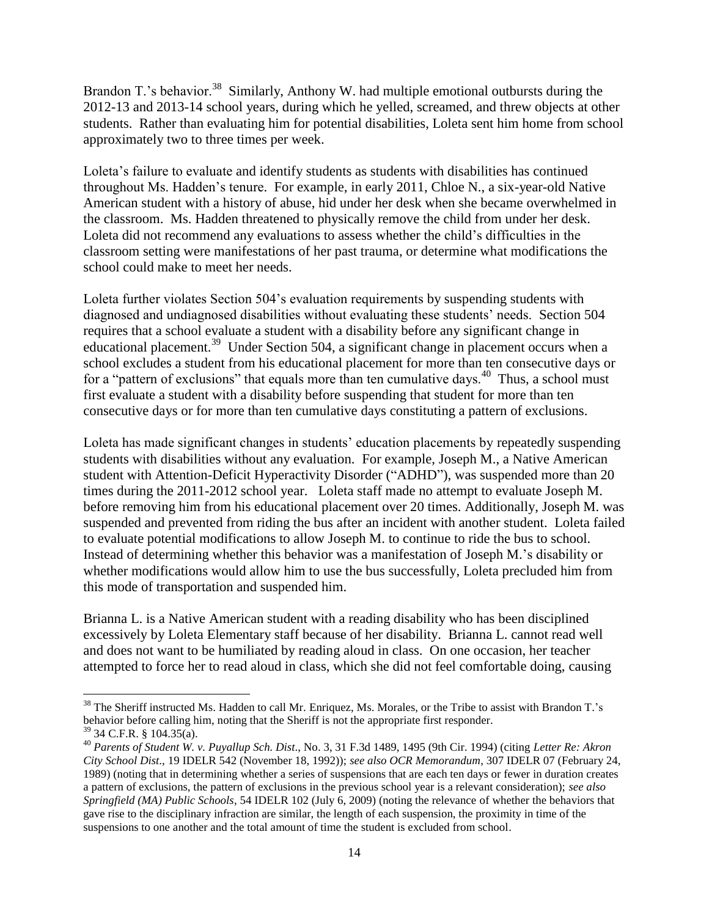Brandon T.'s behavior.[38] Similarly, Anthony W. had multiple emotional outbursts during the 2012-13 and 2013-14 school years, during which he yelled, screamed, and threw objects at other students. Rather than evaluating him for potential disabilities, Loleta sent him home from school approximately two to three times per week.

Loleta's failure to evaluate and identify students as students with disabilities has continued throughout Ms. Hadden's tenure. For example, in early 2011, Chloe N., a six-year-old Native American student with a history of abuse, hid under her desk when she became overwhelmed in the classroom. Ms. Hadden threatened to physically remove the child from under her desk. Loleta did not recommend any evaluations to assess whether the child's difficulties in the classroom setting were manifestations of her past trauma, or determine what modifications the school could make to meet her needs.

Loleta further violates Section 504's evaluation requirements by suspending students with diagnosed and undiagnosed disabilities without evaluating these students' needs. Section 504 requires that a school evaluate a student with a disability before any significant change in educational placement.[39] Under Section 504, a significant change in placement occurs when a school excludes a student from his educational placement for more than ten consecutive days or for a "pattern of exclusions" that equals more than ten cumulative days.[40] Thus, a school must first evaluate a student with a disability before suspending that student for more than ten consecutive days or for more than ten cumulative days constituting a pattern of exclusions.

Loleta has made significant changes in students' education placements by repeatedly suspending students with disabilities without any evaluation. For example, Joseph M., a Native American student with Attention-Deficit Hyperactivity Disorder ("ADHD"), was suspended more than 20 times during the 2011-2012 school year. Loleta staff made no attempt to evaluate Joseph M. before removing him from his educational placement over 20 times. Additionally, Joseph M. was suspended and prevented from riding the bus after an incident with another student. Loleta failed to evaluate potential modifications to allow Joseph M. to continue to ride the bus to school. Instead of determining whether this behavior was a manifestation of Joseph M.'s disability or whether modifications would allow him to use the bus successfully, Loleta precluded him from this mode of transportation and suspended him.

Brianna L. is a Native American student with a reading disability who has been disciplined excessively by Loleta Elementary staff because of her disability. Brianna L. cannot read well and does not want to be humiliated by reading aloud in class. On one occasion, her teacher attempted to force her to read aloud in class, which she did not feel comfortable doing, causing

---

[38] The Sheriff instructed Ms. Hadden to call Mr. Enriquez, Ms. Morales, or the Tribe to assist with Brandon T.'s behavior before calling him, noting that the Sheriff is not the appropriate first responder.

[39] 34 C.F.R. § 104.35(a).

[40] *Parents of Student W. v. Puyallup Sch. Dist*., No. 3, 31 F.3d 1489, 1495 (9th Cir. 1994) (citing *Letter Re: Akron City School Dist*., 19 IDELR 542 (November 18, 1992)); *see also OCR Memorandum*, 307 IDELR 07 (February 24, 1989) (noting that in determining whether a series of suspensions that are each ten days or fewer in duration creates a pattern of exclusions, the pattern of exclusions in the previous school year is a relevant consideration); *see also Springfield (MA) Public Schools*, 54 IDELR 102 (July 6, 2009) (noting the relevance of whether the behaviors that gave rise to the disciplinary infraction are similar, the length of each suspension, the proximity in time of the suspensions to one another and the total amount of time the student is excluded from school.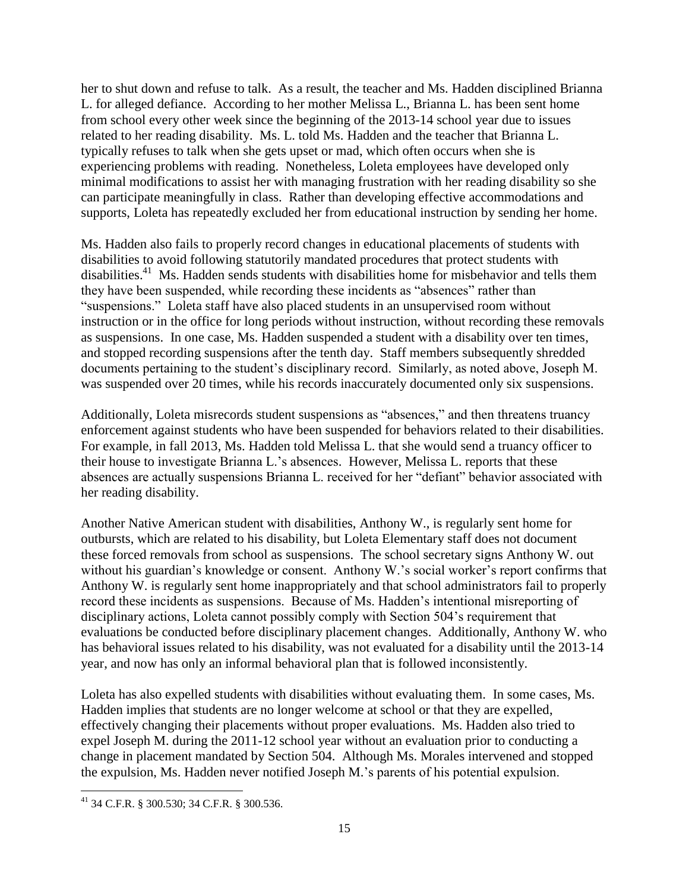her to shut down and refuse to talk. As a result, the teacher and Ms. Hadden disciplined Brianna L. for alleged defiance. According to her mother Melissa L., Brianna L. has been sent home from school every other week since the beginning of the 2013-14 school year due to issues related to her reading disability. Ms. L. told Ms. Hadden and the teacher that Brianna L. typically refuses to talk when she gets upset or mad, which often occurs when she is experiencing problems with reading. Nonetheless, Loleta employees have developed only minimal modifications to assist her with managing frustration with her reading disability so she can participate meaningfully in class. Rather than developing effective accommodations and supports, Loleta has repeatedly excluded her from educational instruction by sending her home.

Ms. Hadden also fails to properly record changes in educational placements of students with disabilities to avoid following statutorily mandated procedures that protect students with disabilities.[41] Ms. Hadden sends students with disabilities home for misbehavior and tells them they have been suspended, while recording these incidents as "absences" rather than "suspensions." Loleta staff have also placed students in an unsupervised room without instruction or in the office for long periods without instruction, without recording these removals as suspensions. In one case, Ms. Hadden suspended a student with a disability over ten times, and stopped recording suspensions after the tenth day. Staff members subsequently shredded documents pertaining to the student's disciplinary record. Similarly, as noted above, Joseph M. was suspended over 20 times, while his records inaccurately documented only six suspensions.

Additionally, Loleta misrecords student suspensions as "absences," and then threatens truancy enforcement against students who have been suspended for behaviors related to their disabilities. For example, in fall 2013, Ms. Hadden told Melissa L. that she would send a truancy officer to their house to investigate Brianna L.'s absences. However, Melissa L. reports that these absences are actually suspensions Brianna L. received for her "defiant" behavior associated with her reading disability.

Another Native American student with disabilities, Anthony W., is regularly sent home for outbursts, which are related to his disability, but Loleta Elementary staff does not document these forced removals from school as suspensions. The school secretary signs Anthony W. out without his guardian's knowledge or consent. Anthony W.'s social worker's report confirms that Anthony W. is regularly sent home inappropriately and that school administrators fail to properly record these incidents as suspensions. Because of Ms. Hadden's intentional misreporting of disciplinary actions, Loleta cannot possibly comply with Section 504's requirement that evaluations be conducted before disciplinary placement changes. Additionally, Anthony W. who has behavioral issues related to his disability, was not evaluated for a disability until the 2013-14 year, and now has only an informal behavioral plan that is followed inconsistently.

Loleta has also expelled students with disabilities without evaluating them. In some cases, Ms. Hadden implies that students are no longer welcome at school or that they are expelled, effectively changing their placements without proper evaluations. Ms. Hadden also tried to expel Joseph M. during the 2011-12 school year without an evaluation prior to conducting a change in placement mandated by Section 504. Although Ms. Morales intervened and stopped the expulsion, Ms. Hadden never notified Joseph M.'s parents of his potential expulsion.

---

[41] 34 C.F.R. § 300.530; 34 C.F.R. § 300.536.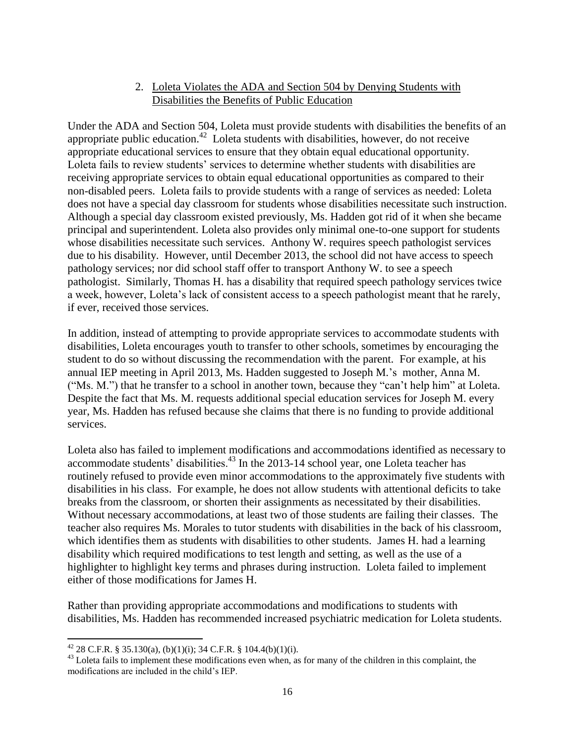### 2. Loleta Violates the ADA and Section 504 by Denying Students with Disabilities the Benefits of Public Education

Under the ADA and Section 504, Loleta must provide students with disabilities the benefits of an appropriate public education.[42] Loleta students with disabilities, however, do not receive appropriate educational services to ensure that they obtain equal educational opportunity. Loleta fails to review students' services to determine whether students with disabilities are receiving appropriate services to obtain equal educational opportunities as compared to their non-disabled peers. Loleta fails to provide students with a range of services as needed: Loleta does not have a special day classroom for students whose disabilities necessitate such instruction. Although a special day classroom existed previously, Ms. Hadden got rid of it when she became principal and superintendent. Loleta also provides only minimal one-to-one support for students whose disabilities necessitate such services. Anthony W. requires speech pathologist services due to his disability. However, until December 2013, the school did not have access to speech pathology services; nor did school staff offer to transport Anthony W. to see a speech pathologist. Similarly, Thomas H. has a disability that required speech pathology services twice a week, however, Loleta's lack of consistent access to a speech pathologist meant that he rarely, if ever, received those services.

In addition, instead of attempting to provide appropriate services to accommodate students with disabilities, Loleta encourages youth to transfer to other schools, sometimes by encouraging the student to do so without discussing the recommendation with the parent. For example, at his annual IEP meeting in April 2013, Ms. Hadden suggested to Joseph M.'s mother, Anna M. ("Ms. M.") that he transfer to a school in another town, because they "can't help him" at Loleta. Despite the fact that Ms. M. requests additional special education services for Joseph M. every year, Ms. Hadden has refused because she claims that there is no funding to provide additional services.

Loleta also has failed to implement modifications and accommodations identified as necessary to accommodate students' disabilities.[43] In the 2013-14 school year, one Loleta teacher has routinely refused to provide even minor accommodations to the approximately five students with disabilities in his class. For example, he does not allow students with attentional deficits to take breaks from the classroom, or shorten their assignments as necessitated by their disabilities. Without necessary accommodations, at least two of those students are failing their classes. The teacher also requires Ms. Morales to tutor students with disabilities in the back of his classroom, which identifies them as students with disabilities to other students. James H. had a learning disability which required modifications to test length and setting, as well as the use of a highlighter to highlight key terms and phrases during instruction. Loleta failed to implement either of those modifications for James H.

Rather than providing appropriate accommodations and modifications to students with disabilities, Ms. Hadden has recommended increased psychiatric medication for Loleta students.

---

[42] 28 C.F.R. § 35.130(a), (b)(1)(i); 34 C.F.R. § 104.4(b)(1)(i).

[43] Loleta fails to implement these modifications even when, as for many of the children in this complaint, the modifications are included in the child's IEP.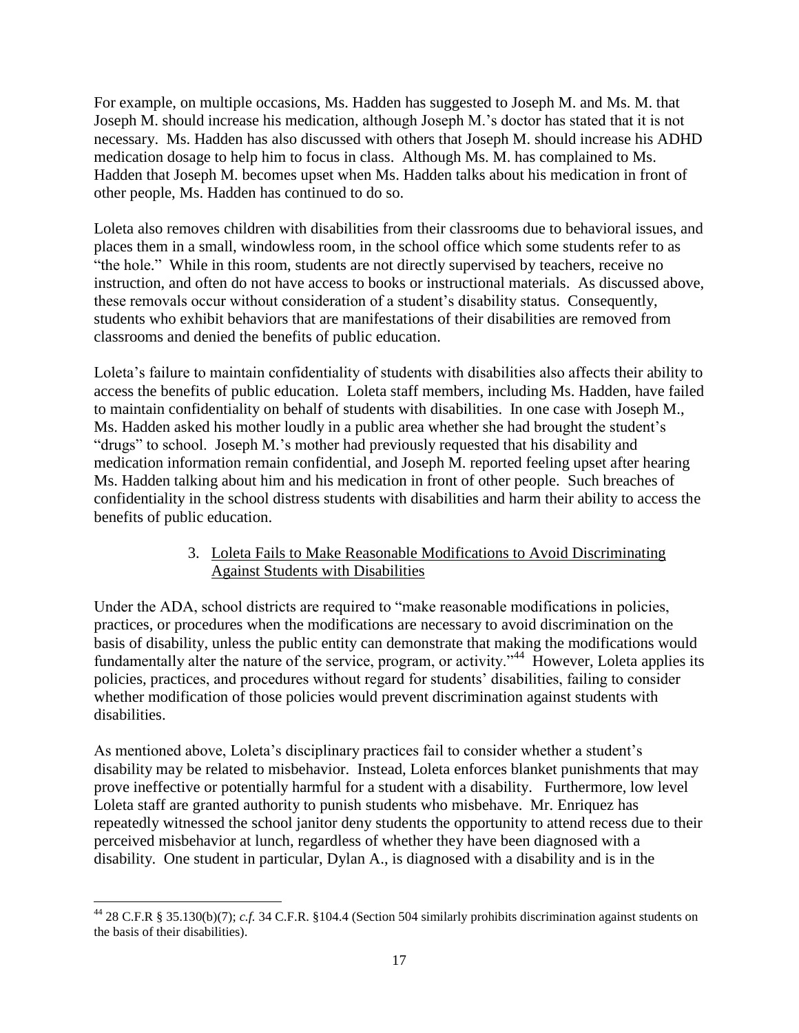For example, on multiple occasions, Ms. Hadden has suggested to Joseph M. and Ms. M. that Joseph M. should increase his medication, although Joseph M.'s doctor has stated that it is not necessary. Ms. Hadden has also discussed with others that Joseph M. should increase his ADHD medication dosage to help him to focus in class. Although Ms. M. has complained to Ms. Hadden that Joseph M. becomes upset when Ms. Hadden talks about his medication in front of other people, Ms. Hadden has continued to do so.

Loleta also removes children with disabilities from their classrooms due to behavioral issues, and places them in a small, windowless room, in the school office which some students refer to as "the hole." While in this room, students are not directly supervised by teachers, receive no instruction, and often do not have access to books or instructional materials. As discussed above, these removals occur without consideration of a student's disability status. Consequently, students who exhibit behaviors that are manifestations of their disabilities are removed from classrooms and denied the benefits of public education.

Loleta's failure to maintain confidentiality of students with disabilities also affects their ability to access the benefits of public education. Loleta staff members, including Ms. Hadden, have failed to maintain confidentiality on behalf of students with disabilities. In one case with Joseph M., Ms. Hadden asked his mother loudly in a public area whether she had brought the student's "drugs" to school. Joseph M.'s mother had previously requested that his disability and medication information remain confidential, and Joseph M. reported feeling upset after hearing Ms. Hadden talking about him and his medication in front of other people. Such breaches of confidentiality in the school distress students with disabilities and harm their ability to access the benefits of public education.

### 3. Loleta Fails to Make Reasonable Modifications to Avoid Discriminating Against Students with Disabilities

Under the ADA, school districts are required to "make reasonable modifications in policies, practices, or procedures when the modifications are necessary to avoid discrimination on the basis of disability, unless the public entity can demonstrate that making the modifications would fundamentally alter the nature of the service, program, or activity."[44] However, Loleta applies its policies, practices, and procedures without regard for students' disabilities, failing to consider whether modification of those policies would prevent discrimination against students with disabilities.

As mentioned above, Loleta's disciplinary practices fail to consider whether a student's disability may be related to misbehavior. Instead, Loleta enforces blanket punishments that may prove ineffective or potentially harmful for a student with a disability. Furthermore, low level Loleta staff are granted authority to punish students who misbehave. Mr. Enriquez has repeatedly witnessed the school janitor deny students the opportunity to attend recess due to their perceived misbehavior at lunch, regardless of whether they have been diagnosed with a disability. One student in particular, Dylan A., is diagnosed with a disability and is in the

---

[44] 28 C.F.R § 35.130(b)(7); *c.f.* 34 C.F.R. §104.4 (Section 504 similarly prohibits discrimination against students on the basis of their disabilities).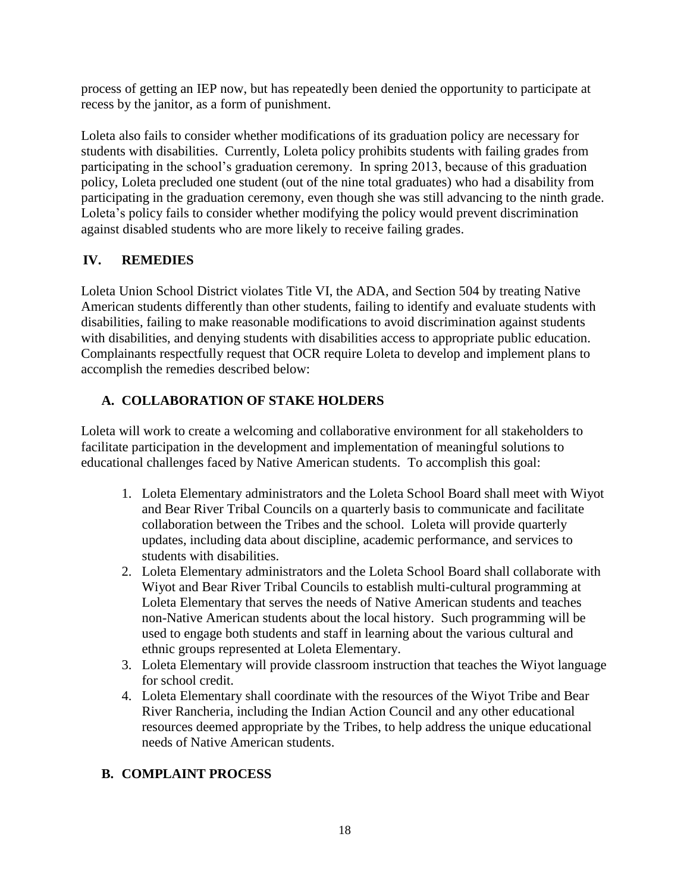process of getting an IEP now, but has repeatedly been denied the opportunity to participate at recess by the janitor, as a form of punishment.

Loleta also fails to consider whether modifications of its graduation policy are necessary for students with disabilities. Currently, Loleta policy prohibits students with failing grades from participating in the school's graduation ceremony. In spring 2013, because of this graduation policy, Loleta precluded one student (out of the nine total graduates) who had a disability from participating in the graduation ceremony, even though she was still advancing to the ninth grade. Loleta's policy fails to consider whether modifying the policy would prevent discrimination against disabled students who are more likely to receive failing grades.

## IV. REMEDIES

Loleta Union School District violates Title VI, the ADA, and Section 504 by treating Native American students differently than other students, failing to identify and evaluate students with disabilities, failing to make reasonable modifications to avoid discrimination against students with disabilities, and denying students with disabilities access to appropriate public education. Complainants respectfully request that OCR require Loleta to develop and implement plans to accomplish the remedies described below:

### A. COLLABORATION OF STAKE HOLDERS

Loleta will work to create a welcoming and collaborative environment for all stakeholders to facilitate participation in the development and implementation of meaningful solutions to educational challenges faced by Native American students. To accomplish this goal:

1. Loleta Elementary administrators and the Loleta School Board shall meet with Wiyot and Bear River Tribal Councils on a quarterly basis to communicate and facilitate collaboration between the Tribes and the school. Loleta will provide quarterly updates, including data about discipline, academic performance, and services to students with disabilities.
2. Loleta Elementary administrators and the Loleta School Board shall collaborate with Wiyot and Bear River Tribal Councils to establish multi-cultural programming at Loleta Elementary that serves the needs of Native American students and teaches non-Native American students about the local history. Such programming will be used to engage both students and staff in learning about the various cultural and ethnic groups represented at Loleta Elementary.
3. Loleta Elementary will provide classroom instruction that teaches the Wiyot language for school credit.
4. Loleta Elementary shall coordinate with the resources of the Wiyot Tribe and Bear River Rancheria, including the Indian Action Council and any other educational resources deemed appropriate by the Tribes, to help address the unique educational needs of Native American students.

### B. COMPLAINT PROCESS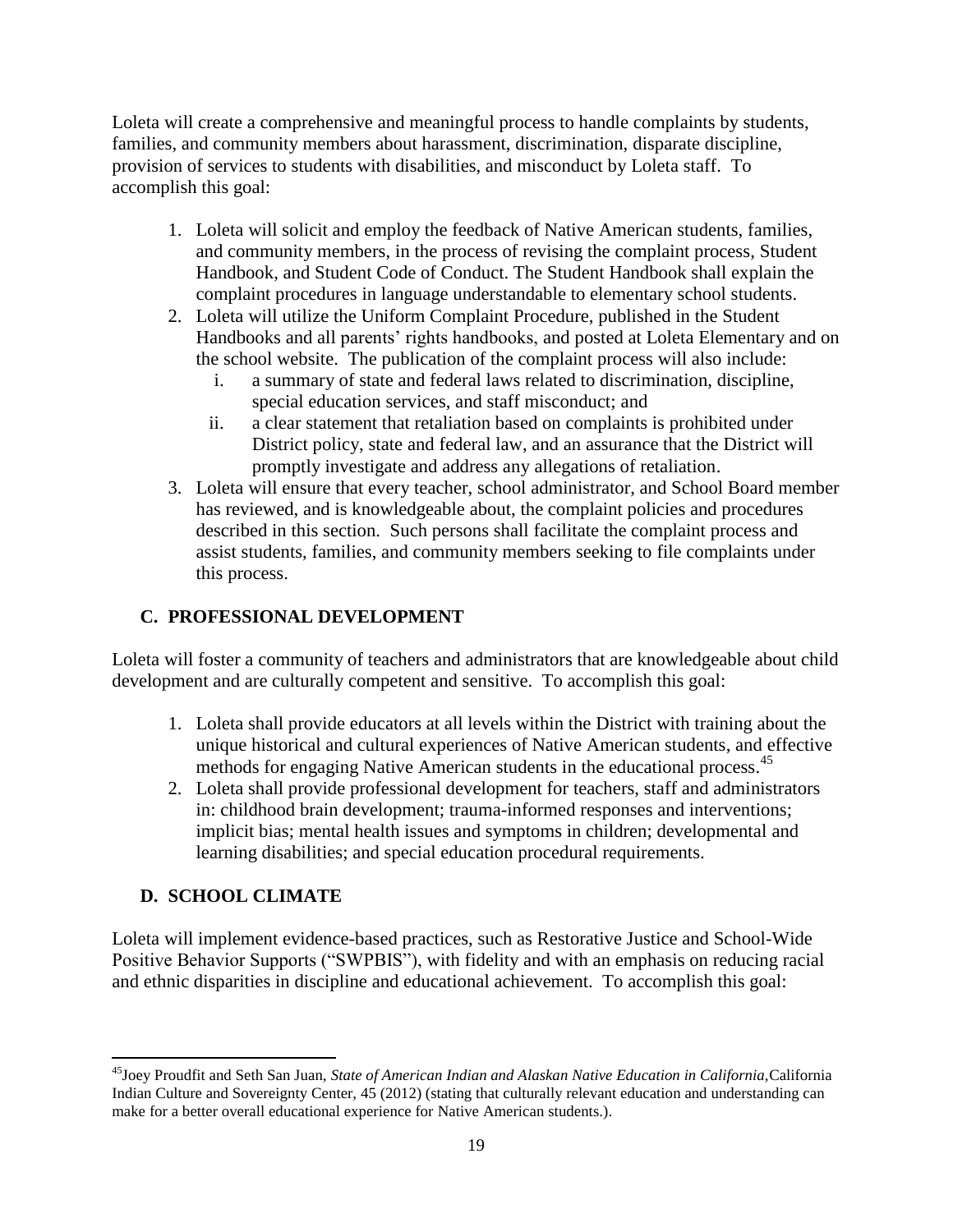Loleta will create a comprehensive and meaningful process to handle complaints by students, families, and community members about harassment, discrimination, disparate discipline, provision of services to students with disabilities, and misconduct by Loleta staff. To accomplish this goal:

1. Loleta will solicit and employ the feedback of Native American students, families, and community members, in the process of revising the complaint process, Student Handbook, and Student Code of Conduct. The Student Handbook shall explain the complaint procedures in language understandable to elementary school students.
2. Loleta will utilize the Uniform Complaint Procedure, published in the Student Handbooks and all parents' rights handbooks, and posted at Loleta Elementary and on the school website. The publication of the complaint process will also include:
    i. a summary of state and federal laws related to discrimination, discipline, special education services, and staff misconduct; and
    ii. a clear statement that retaliation based on complaints is prohibited under District policy, state and federal law, and an assurance that the District will promptly investigate and address any allegations of retaliation.
3. Loleta will ensure that every teacher, school administrator, and School Board member has reviewed, and is knowledgeable about, the complaint policies and procedures described in this section. Such persons shall facilitate the complaint process and assist students, families, and community members seeking to file complaints under this process.

## C. PROFESSIONAL DEVELOPMENT

Loleta will foster a community of teachers and administrators that are knowledgeable about child development and are culturally competent and sensitive. To accomplish this goal:

1. Loleta shall provide educators at all levels within the District with training about the unique historical and cultural experiences of Native American students, and effective methods for engaging Native American students in the educational process.[45]
2. Loleta shall provide professional development for teachers, staff and administrators in: childhood brain development; trauma-informed responses and interventions; implicit bias; mental health issues and symptoms in children; developmental and learning disabilities; and special education procedural requirements.

## D. SCHOOL CLIMATE

Loleta will implement evidence-based practices, such as Restorative Justice and School-Wide Positive Behavior Supports ("SWPBIS"), with fidelity and with an emphasis on reducing racial and ethnic disparities in discipline and educational achievement. To accomplish this goal:

---

[45] Joey Proudfit and Seth San Juan, *State of American Indian and Alaskan Native Education in California,* California Indian Culture and Sovereignty Center, 45 (2012) (stating that culturally relevant education and understanding can make for a better overall educational experience for Native American students.).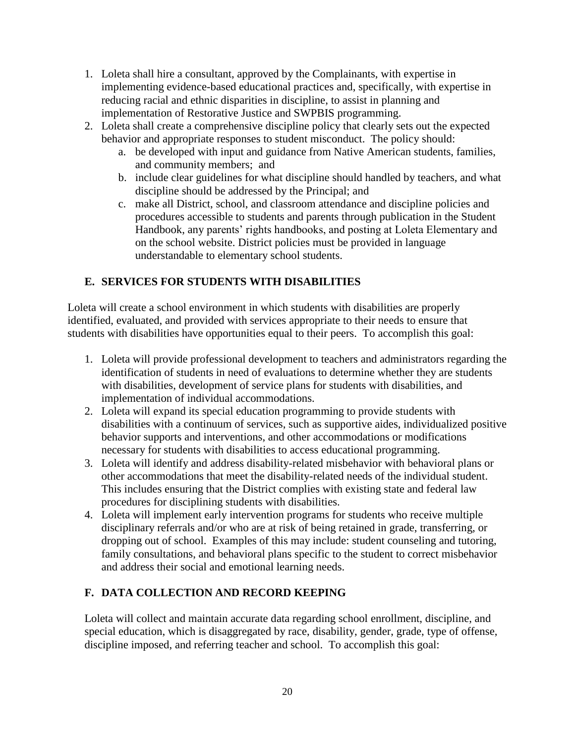1. Loleta shall hire a consultant, approved by the Complainants, with expertise in implementing evidence-based educational practices and, specifically, with expertise in reducing racial and ethnic disparities in discipline, to assist in planning and implementation of Restorative Justice and SWPBIS programming.
2. Loleta shall create a comprehensive discipline policy that clearly sets out the expected behavior and appropriate responses to student misconduct. The policy should:
   a. be developed with input and guidance from Native American students, families, and community members; and
   b. include clear guidelines for what discipline should handled by teachers, and what discipline should be addressed by the Principal; and
   c. make all District, school, and classroom attendance and discipline policies and procedures accessible to students and parents through publication in the Student Handbook, any parents' rights handbooks, and posting at Loleta Elementary and on the school website. District policies must be provided in language understandable to elementary school students.

## E. SERVICES FOR STUDENTS WITH DISABILITIES

Loleta will create a school environment in which students with disabilities are properly identified, evaluated, and provided with services appropriate to their needs to ensure that students with disabilities have opportunities equal to their peers. To accomplish this goal:

1. Loleta will provide professional development to teachers and administrators regarding the identification of students in need of evaluations to determine whether they are students with disabilities, development of service plans for students with disabilities, and implementation of individual accommodations.
2. Loleta will expand its special education programming to provide students with disabilities with a continuum of services, such as supportive aides, individualized positive behavior supports and interventions, and other accommodations or modifications necessary for students with disabilities to access educational programming.
3. Loleta will identify and address disability-related misbehavior with behavioral plans or other accommodations that meet the disability-related needs of the individual student. This includes ensuring that the District complies with existing state and federal law procedures for disciplining students with disabilities.
4. Loleta will implement early intervention programs for students who receive multiple disciplinary referrals and/or who are at risk of being retained in grade, transferring, or dropping out of school. Examples of this may include: student counseling and tutoring, family consultations, and behavioral plans specific to the student to correct misbehavior and address their social and emotional learning needs.

## F. DATA COLLECTION AND RECORD KEEPING

Loleta will collect and maintain accurate data regarding school enrollment, discipline, and special education, which is disaggregated by race, disability, gender, grade, type of offense, discipline imposed, and referring teacher and school. To accomplish this goal: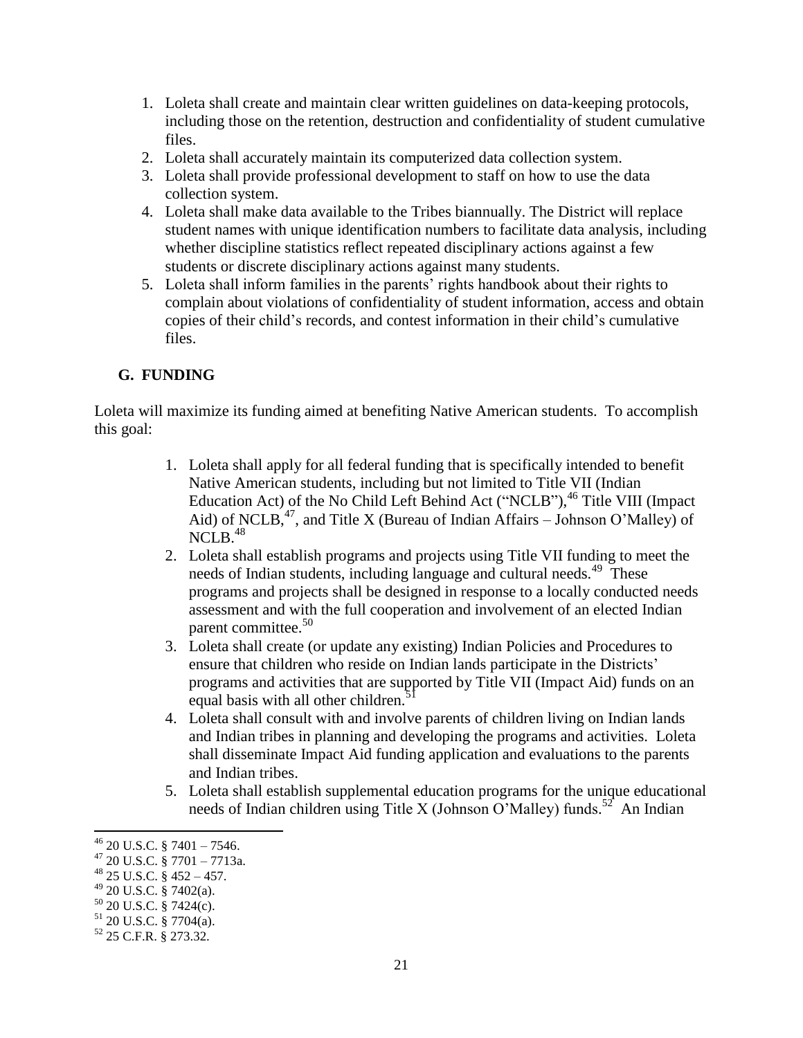1. Loleta shall create and maintain clear written guidelines on data-keeping protocols, including those on the retention, destruction and confidentiality of student cumulative files.
2. Loleta shall accurately maintain its computerized data collection system.
3. Loleta shall provide professional development to staff on how to use the data collection system.
4. Loleta shall make data available to the Tribes biannually. The District will replace student names with unique identification numbers to facilitate data analysis, including whether discipline statistics reflect repeated disciplinary actions against a few students or discrete disciplinary actions against many students.
5. Loleta shall inform families in the parents' rights handbook about their rights to complain about violations of confidentiality of student information, access and obtain copies of their child's records, and contest information in their child's cumulative files.

## G. FUNDING

Loleta will maximize its funding aimed at benefiting Native American students. To accomplish this goal:

1. Loleta shall apply for all federal funding that is specifically intended to benefit Native American students, including but not limited to Title VII (Indian Education Act) of the No Child Left Behind Act ("NCLB"),[46] Title VIII (Impact Aid) of NCLB,[47], and Title X (Bureau of Indian Affairs – Johnson O'Malley) of NCLB.[48]
2. Loleta shall establish programs and projects using Title VII funding to meet the needs of Indian students, including language and cultural needs.[49] These programs and projects shall be designed in response to a locally conducted needs assessment and with the full cooperation and involvement of an elected Indian parent committee.[50]
3. Loleta shall create (or update any existing) Indian Policies and Procedures to ensure that children who reside on Indian lands participate in the Districts' programs and activities that are supported by Title VII (Impact Aid) funds on an equal basis with all other children.[51]
4. Loleta shall consult with and involve parents of children living on Indian lands and Indian tribes in planning and developing the programs and activities. Loleta shall disseminate Impact Aid funding application and evaluations to the parents and Indian tribes.
5. Loleta shall establish supplemental education programs for the unique educational needs of Indian children using Title X (Johnson O'Malley) funds.[52] An Indian

---

[46] 20 U.S.C. § 7401 – 7546.

[47] 20 U.S.C. § 7701 – 7713a.

[48] 25 U.S.C. § 452 – 457.

[49] 20 U.S.C. § 7402(a).

[50] 20 U.S.C. § 7424(c).

[51] 20 U.S.C. § 7704(a).

[52] 25 C.F.R. § 273.32.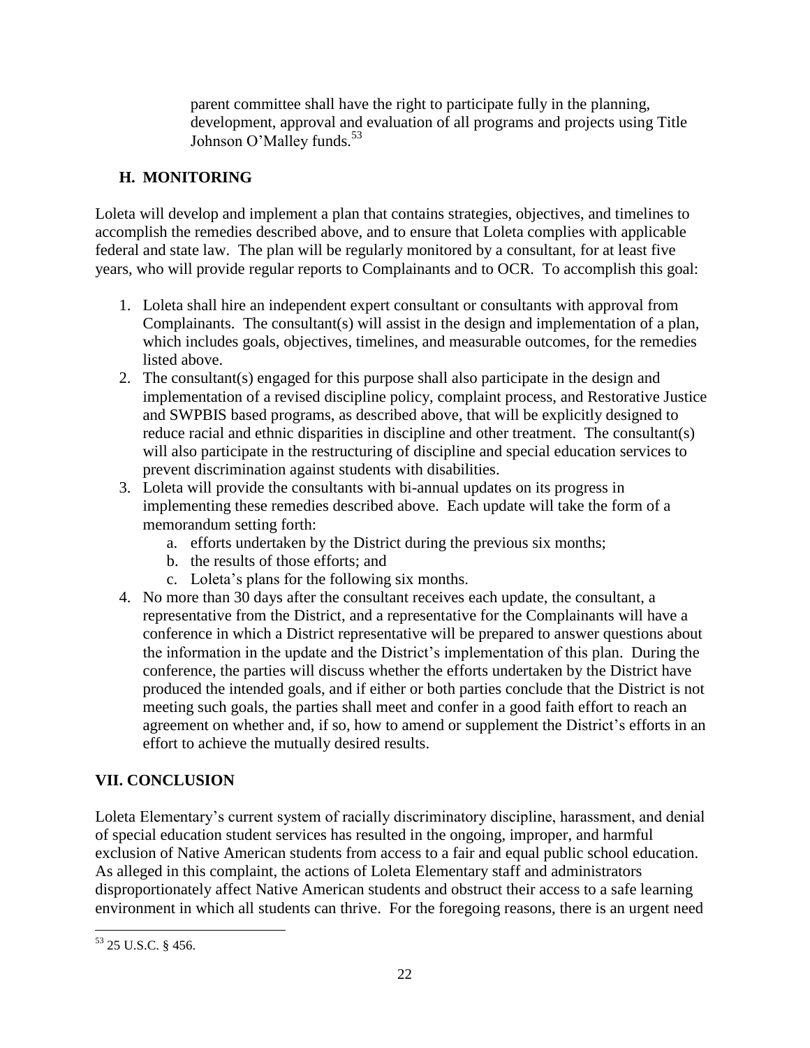parent committee shall have the right to participate fully in the planning, development, approval and evaluation of all programs and projects using Title Johnson O'Malley funds.[53]

## H. MONITORING

Loleta will develop and implement a plan that contains strategies, objectives, and timelines to accomplish the remedies described above, and to ensure that Loleta complies with applicable federal and state law. The plan will be regularly monitored by a consultant, for at least five years, who will provide regular reports to Complainants and to OCR. To accomplish this goal:

1. Loleta shall hire an independent expert consultant or consultants with approval from Complainants. The consultant(s) will assist in the design and implementation of a plan, which includes goals, objectives, timelines, and measurable outcomes, for the remedies listed above.
2. The consultant(s) engaged for this purpose shall also participate in the design and implementation of a revised discipline policy, complaint process, and Restorative Justice and SWPBIS based programs, as described above, that will be explicitly designed to reduce racial and ethnic disparities in discipline and other treatment. The consultant(s) will also participate in the restructuring of discipline and special education services to prevent discrimination against students with disabilities.
3. Loleta will provide the consultants with bi-annual updates on its progress in implementing these remedies described above. Each update will take the form of a memorandum setting forth:
   a. efforts undertaken by the District during the previous six months;
   b. the results of those efforts; and
   c. Loleta's plans for the following six months.
4. No more than 30 days after the consultant receives each update, the consultant, a representative from the District, and a representative for the Complainants will have a conference in which a District representative will be prepared to answer questions about the information in the update and the District's implementation of this plan. During the conference, the parties will discuss whether the efforts undertaken by the District have produced the intended goals, and if either or both parties conclude that the District is not meeting such goals, the parties shall meet and confer in a good faith effort to reach an agreement on whether and, if so, how to amend or supplement the District's efforts in an effort to achieve the mutually desired results.

## VII. CONCLUSION

Loleta Elementary's current system of racially discriminatory discipline, harassment, and denial of special education student services has resulted in the ongoing, improper, and harmful exclusion of Native American students from access to a fair and equal public school education. As alleged in this complaint, the actions of Loleta Elementary staff and administrators disproportionately affect Native American students and obstruct their access to a safe learning environment in which all students can thrive. For the foregoing reasons, there is an urgent need

---

[53] 25 U.S.C. § 456.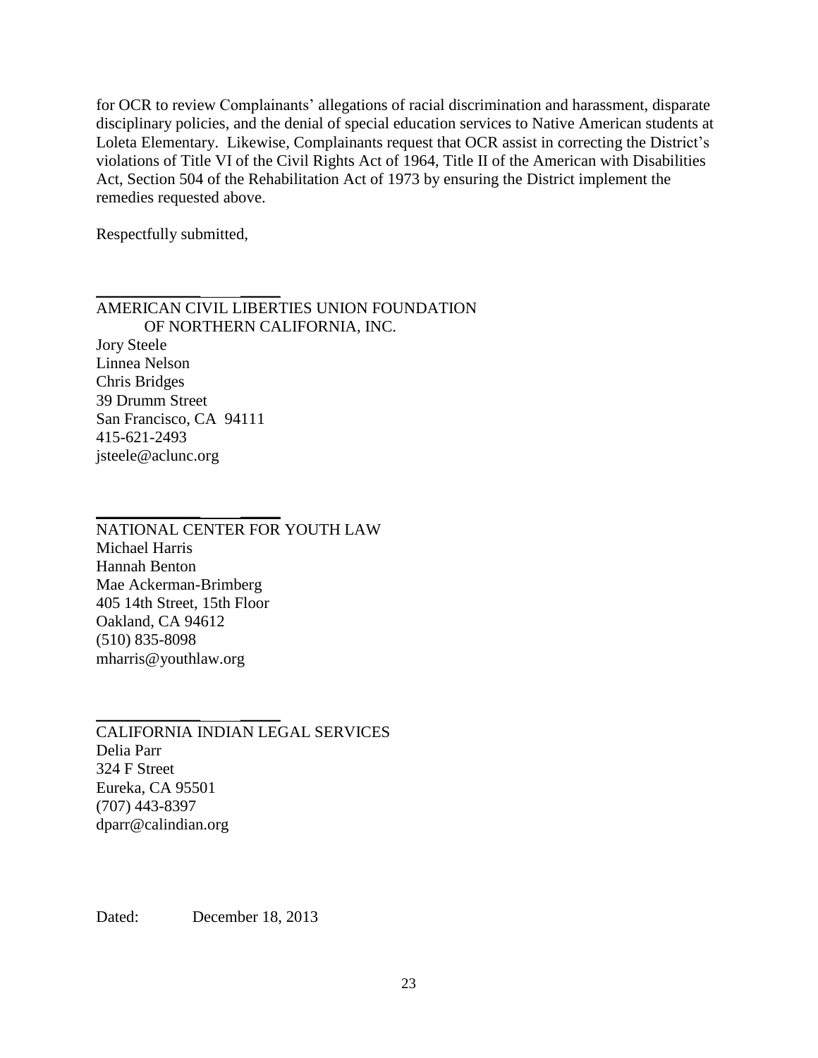for OCR to review Complainants' allegations of racial discrimination and harassment, disparate disciplinary policies, and the denial of special education services to Native American students at Loleta Elementary. Likewise, Complainants request that OCR assist in correcting the District's violations of Title VI of the Civil Rights Act of 1964, Title II of the American with Disabilities Act, Section 504 of the Rehabilitation Act of 1973 by ensuring the District implement the remedies requested above.

Respectfully submitted,

\_\_\_\_\_\_\_\_\_\_\_\_\_\_\_\_\_\_\_\_

AMERICAN CIVIL LIBERTIES UNION FOUNDATION
OF NORTHERN CALIFORNIA, INC.
Jory Steele
Linnea Nelson
Chris Bridges
39 Drumm Street
San Francisco, CA 94111
415-621-2493
jsteele@aclunc.org

\_\_\_\_\_\_\_\_\_\_\_\_\_\_\_\_\_\_\_\_

NATIONAL CENTER FOR YOUTH LAW
Michael Harris
Hannah Benton
Mae Ackerman-Brimberg
405 14th Street, 15th Floor
Oakland, CA 94612
(510) 835-8098
mharris@youthlaw.org

\_\_\_\_\_\_\_\_\_\_\_\_\_\_\_\_\_\_\_\_

CALIFORNIA INDIAN LEGAL SERVICES
Delia Parr
324 F Street
Eureka, CA 95501
(707) 443-8397
dparr@calindian.org

Dated: December 18, 2013